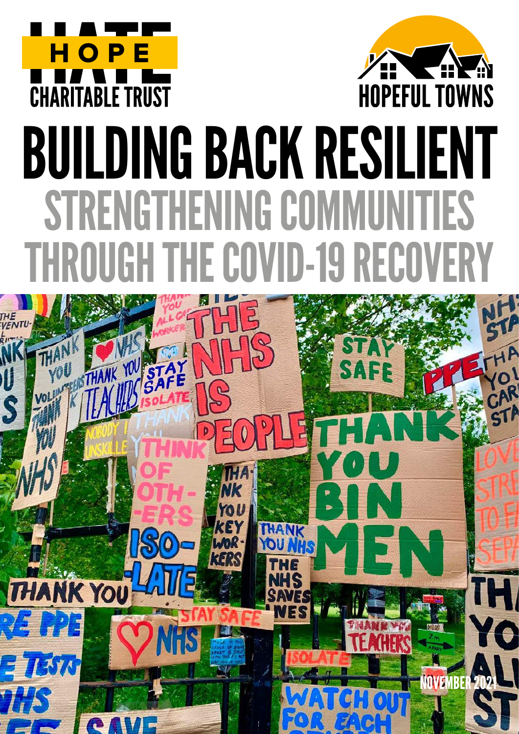HOPE not HATE CHARITABLE TRUST

HOPEFUL TOWNS

# BUILDING BACK RESILIENT

## STRENGTHENING COMMUNITIES THROUGH THE COVID-19 RECOVERY

NOVEMBER 2021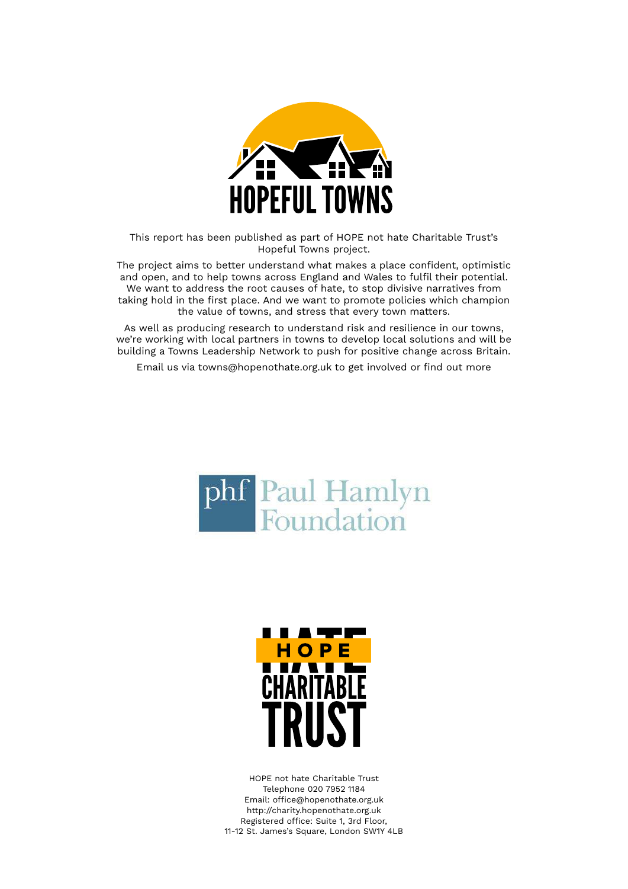HOPEFUL TOWNS

This report has been published as part of HOPE not hate Charitable Trust's Hopeful Towns project.

The project aims to better understand what makes a place confident, optimistic and open, and to help towns across England and Wales to fulfil their potential. We want to address the root causes of hate, to stop divisive narratives from taking hold in the first place. And we want to promote policies which champion the value of towns, and stress that every town matters.

As well as producing research to understand risk and resilience in our towns, we're working with local partners in towns to develop local solutions and will be building a Towns Leadership Network to push for positive change across Britain.

Email us via towns@hopenothate.org.uk to get involved or find out more

phf Paul Hamlyn Foundation

HOPE not hate CHARITABLE TRUST

HOPE not hate Charitable Trust
Telephone 020 7952 1184
Email: office@hopenothate.org.uk
http://charity.hopenothate.org.uk
Registered office: Suite 1, 3rd Floor,
11-12 St. James's Square, London SW1Y 4LB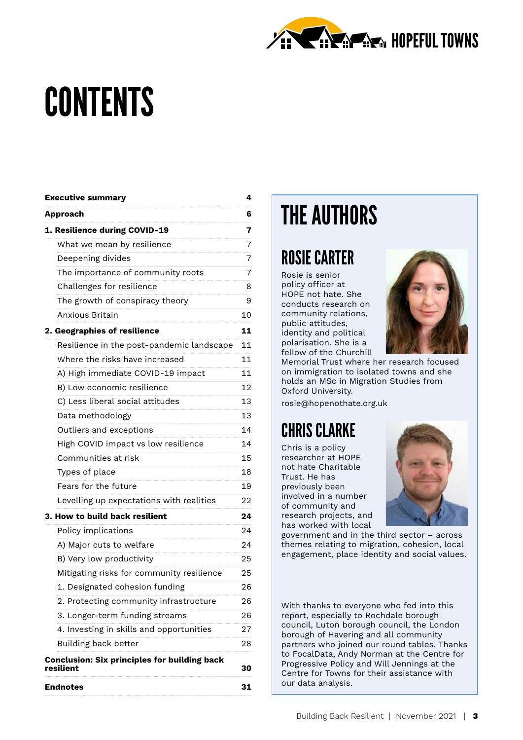# CONTENTS

| | |
|---|---|
| **Executive summary** | **4** |
| **Approach** | **6** |
| **1. Resilience during COVID-19** | **7** |
| What we mean by resilience | 7 |
| Deepening divides | 7 |
| The importance of community roots | 7 |
| Challenges for resilience | 8 |
| The growth of conspiracy theory | 9 |
| Anxious Britain | 10 |
| **2. Geographies of resilience** | **11** |
| Resilience in the post-pandemic landscape | 11 |
| Where the risks have increased | 11 |
| A) High immediate COVID-19 impact | 11 |
| B) Low economic resilience | 12 |
| C) Less liberal social attitudes | 13 |
| Data methodology | 13 |
| Outliers and exceptions | 14 |
| High COVID impact vs low resilience | 14 |
| Communities at risk | 15 |
| Types of place | 18 |
| Fears for the future | 19 |
| Levelling up expectations with realities | 22 |
| **3. How to build back resilient** | **24** |
| Policy implications | 24 |
| A) Major cuts to welfare | 24 |
| B) Very low productivity | 25 |
| Mitigating risks for community resilience | 25 |
| 1. Designated cohesion funding | 26 |
| 2. Protecting community infrastructure | 26 |
| 3. Longer-term funding streams | 26 |
| 4. Investing in skills and opportunities | 27 |
| Building back better | 28 |
| **Conclusion: Six principles for building back resilient** | **30** |
| **Endnotes** | **31** |

## THE AUTHORS

### ROSIE CARTER

Rosie is senior policy officer at HOPE not hate. She conducts research on community relations, public attitudes, identity and political polarisation. She is a fellow of the Churchill Memorial Trust where her research focused on immigration to isolated towns and she holds an MSc in Migration Studies from Oxford University.

rosie@hopenothate.org.uk

### CHRIS CLARKE

Chris is a policy researcher at HOPE not hate Charitable Trust. He has previously been involved in a number of community and research projects, and has worked with local government and in the third sector – across themes relating to migration, cohesion, local engagement, place identity and social values.

With thanks to everyone who fed into this report, especially to Rochdale borough council, Luton borough council, the London borough of Havering and all community partners who joined our round tables. Thanks to FocalData, Andy Norman at the Centre for Progressive Policy and Will Jennings at the Centre for Towns for their assistance with our data analysis.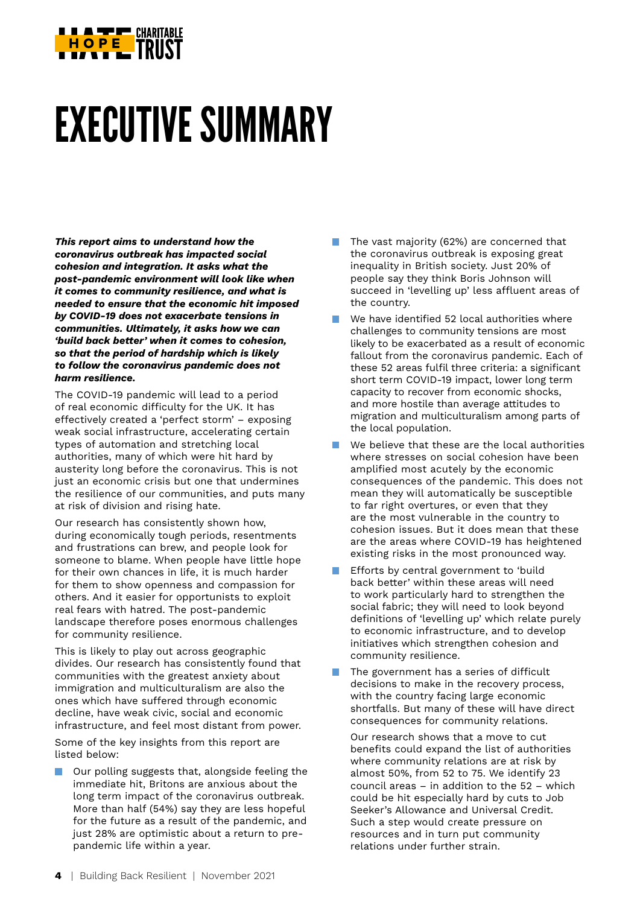# EXECUTIVE SUMMARY

***This report aims to understand how the coronavirus outbreak has impacted social cohesion and integration. It asks what the post-pandemic environment will look like when it comes to community resilience, and what is needed to ensure that the economic hit imposed by COVID-19 does not exacerbate tensions in communities. Ultimately, it asks how we can 'build back better' when it comes to cohesion, so that the period of hardship which is likely to follow the coronavirus pandemic does not harm resilience.***

The COVID-19 pandemic will lead to a period of real economic difficulty for the UK. It has effectively created a 'perfect storm' – exposing weak social infrastructure, accelerating certain types of automation and stretching local authorities, many of which were hit hard by austerity long before the coronavirus. This is not just an economic crisis but one that undermines the resilience of our communities, and puts many at risk of division and rising hate.

Our research has consistently shown how, during economically tough periods, resentments and frustrations can brew, and people look for someone to blame. When people have little hope for their own chances in life, it is much harder for them to show openness and compassion for others. And it easier for opportunists to exploit real fears with hatred. The post-pandemic landscape therefore poses enormous challenges for community resilience.

This is likely to play out across geographic divides. Our research has consistently found that communities with the greatest anxiety about immigration and multiculturalism are also the ones which have suffered through economic decline, have weak civic, social and economic infrastructure, and feel most distant from power.

Some of the key insights from this report are listed below:

- Our polling suggests that, alongside feeling the immediate hit, Britons are anxious about the long term impact of the coronavirus outbreak. More than half (54%) say they are less hopeful for the future as a result of the pandemic, and just 28% are optimistic about a return to pre-pandemic life within a year.
- The vast majority (62%) are concerned that the coronavirus outbreak is exposing great inequality in British society. Just 20% of people say they think Boris Johnson will succeed in 'levelling up' less affluent areas of the country.
- We have identified 52 local authorities where challenges to community tensions are most likely to be exacerbated as a result of economic fallout from the coronavirus pandemic. Each of these 52 areas fulfil three criteria: a significant short term COVID-19 impact, lower long term capacity to recover from economic shocks, and more hostile than average attitudes to migration and multiculturalism among parts of the local population.
- We believe that these are the local authorities where stresses on social cohesion have been amplified most acutely by the economic consequences of the pandemic. This does not mean they will automatically be susceptible to far right overtures, or even that they are the most vulnerable in the country to cohesion issues. But it does mean that these are the areas where COVID-19 has heightened existing risks in the most pronounced way.
- Efforts by central government to 'build back better' within these areas will need to work particularly hard to strengthen the social fabric; they will need to look beyond definitions of 'levelling up' which relate purely to economic infrastructure, and to develop initiatives which strengthen cohesion and community resilience.
- The government has a series of difficult decisions to make in the recovery process, with the country facing large economic shortfalls. But many of these will have direct consequences for community relations.

  Our research shows that a move to cut benefits could expand the list of authorities where community relations are at risk by almost 50%, from 52 to 75. We identify 23 council areas – in addition to the 52 – which could be hit especially hard by cuts to Job Seeker's Allowance and Universal Credit. Such a step would create pressure on resources and in turn put community relations under further strain.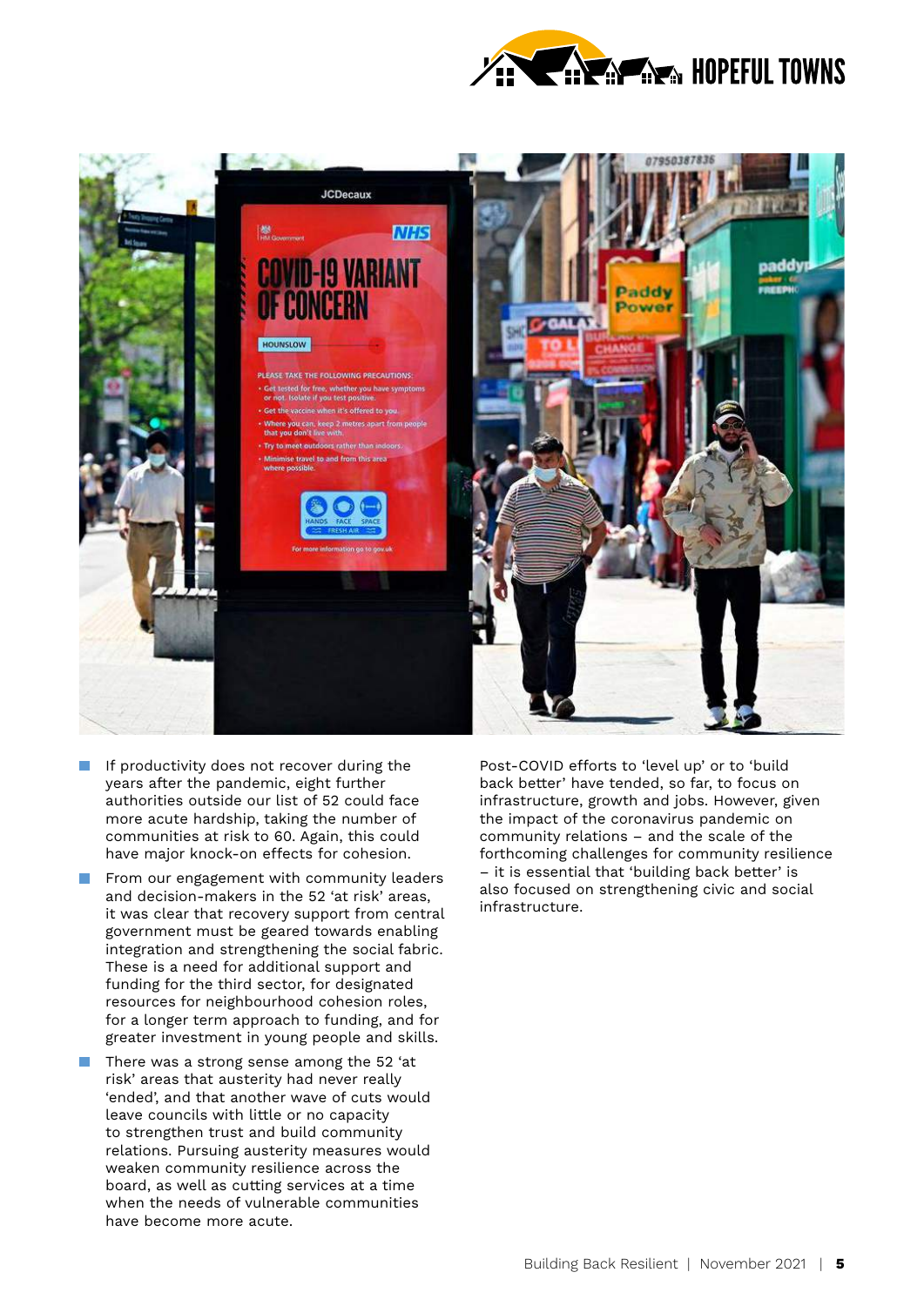- If productivity does not recover during the years after the pandemic, eight further authorities outside our list of 52 could face more acute hardship, taking the number of communities at risk to 60. Again, this could have major knock-on effects for cohesion.
- From our engagement with community leaders and decision-makers in the 52 'at risk' areas, it was clear that recovery support from central government must be geared towards enabling integration and strengthening the social fabric. These is a need for additional support and funding for the third sector, for designated resources for neighbourhood cohesion roles, for a longer term approach to funding, and for greater investment in young people and skills.
- There was a strong sense among the 52 'at risk' areas that austerity had never really 'ended', and that another wave of cuts would leave councils with little or no capacity to strengthen trust and build community relations. Pursuing austerity measures would weaken community resilience across the board, as well as cutting services at a time when the needs of vulnerable communities have become more acute.

Post-COVID efforts to 'level up' or to 'build back better' have tended, so far, to focus on infrastructure, growth and jobs. However, given the impact of the coronavirus pandemic on community relations – and the scale of the forthcoming challenges for community resilience – it is essential that 'building back better' is also focused on strengthening civic and social infrastructure.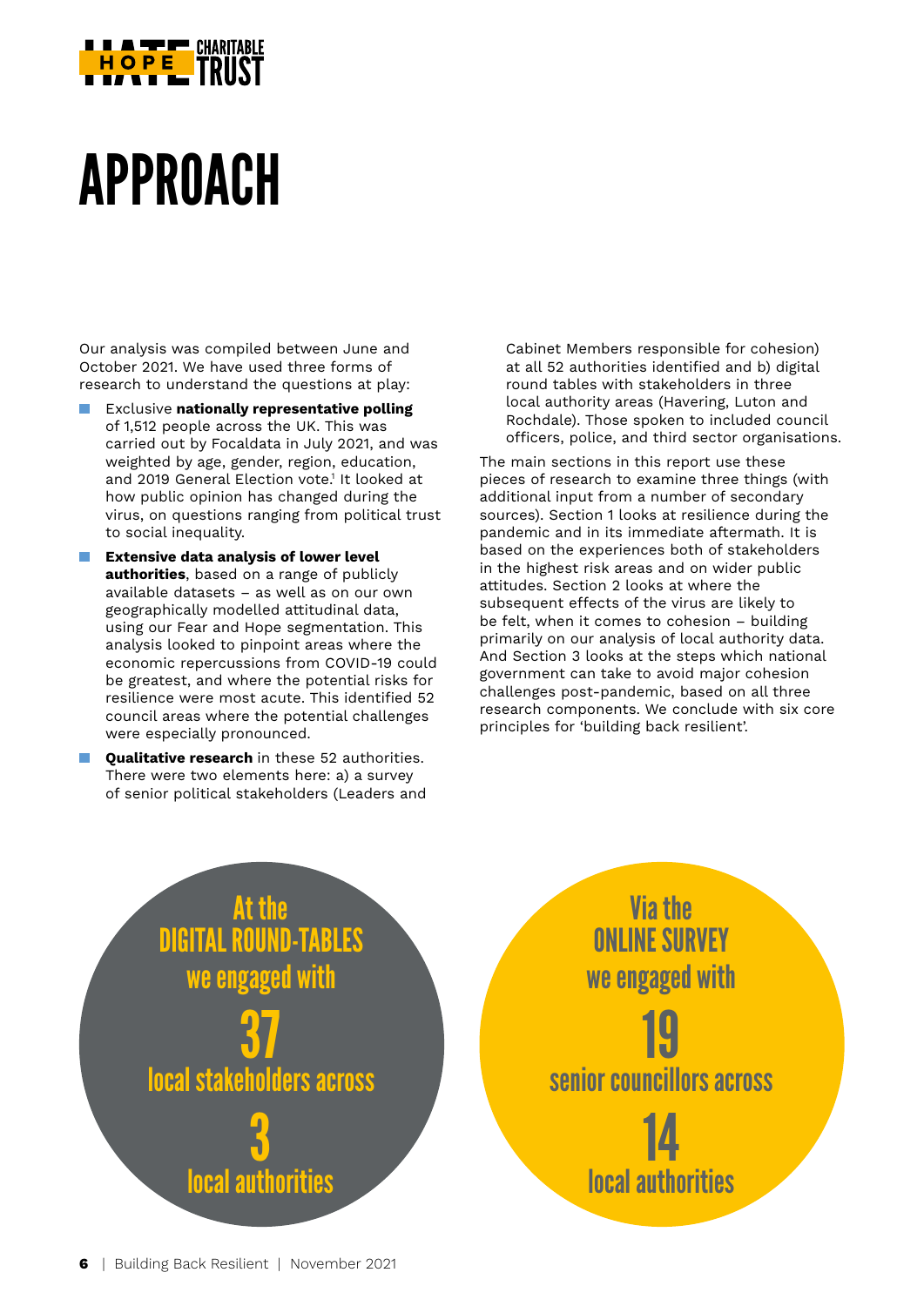# APPROACH

Our analysis was compiled between June and October 2021. We have used three forms of research to understand the questions at play:

- Exclusive **nationally representative polling** of 1,512 people across the UK. This was carried out by Focaldata in July 2021, and was weighted by age, gender, region, education, and 2019 General Election vote.[1] It looked at how public opinion has changed during the virus, on questions ranging from political trust to social inequality.
- **Extensive data analysis of lower level authorities**, based on a range of publicly available datasets – as well as on our own geographically modelled attitudinal data, using our Fear and Hope segmentation. This analysis looked to pinpoint areas where the economic repercussions from COVID-19 could be greatest, and where the potential risks for resilience were most acute. This identified 52 council areas where the potential challenges were especially pronounced.
- **Qualitative research** in these 52 authorities. There were two elements here: a) a survey of senior political stakeholders (Leaders and Cabinet Members responsible for cohesion) at all 52 authorities identified and b) digital round tables with stakeholders in three local authority areas (Havering, Luton and Rochdale). Those spoken to included council officers, police, and third sector organisations.

The main sections in this report use these pieces of research to examine three things (with additional input from a number of secondary sources). Section 1 looks at resilience during the pandemic and in its immediate aftermath. It is based on the experiences both of stakeholders in the highest risk areas and on wider public attitudes. Section 2 looks at where the subsequent effects of the virus are likely to be felt, when it comes to cohesion – building primarily on our analysis of local authority data. And Section 3 looks at the steps which national government can take to avoid major cohesion challenges post-pandemic, based on all three research components. We conclude with six core principles for 'building back resilient'.

At the DIGITAL ROUND-TABLES we engaged with **37** local stakeholders across **3** local authorities

Via the ONLINE SURVEY we engaged with **19** senior councillors across **14** local authorities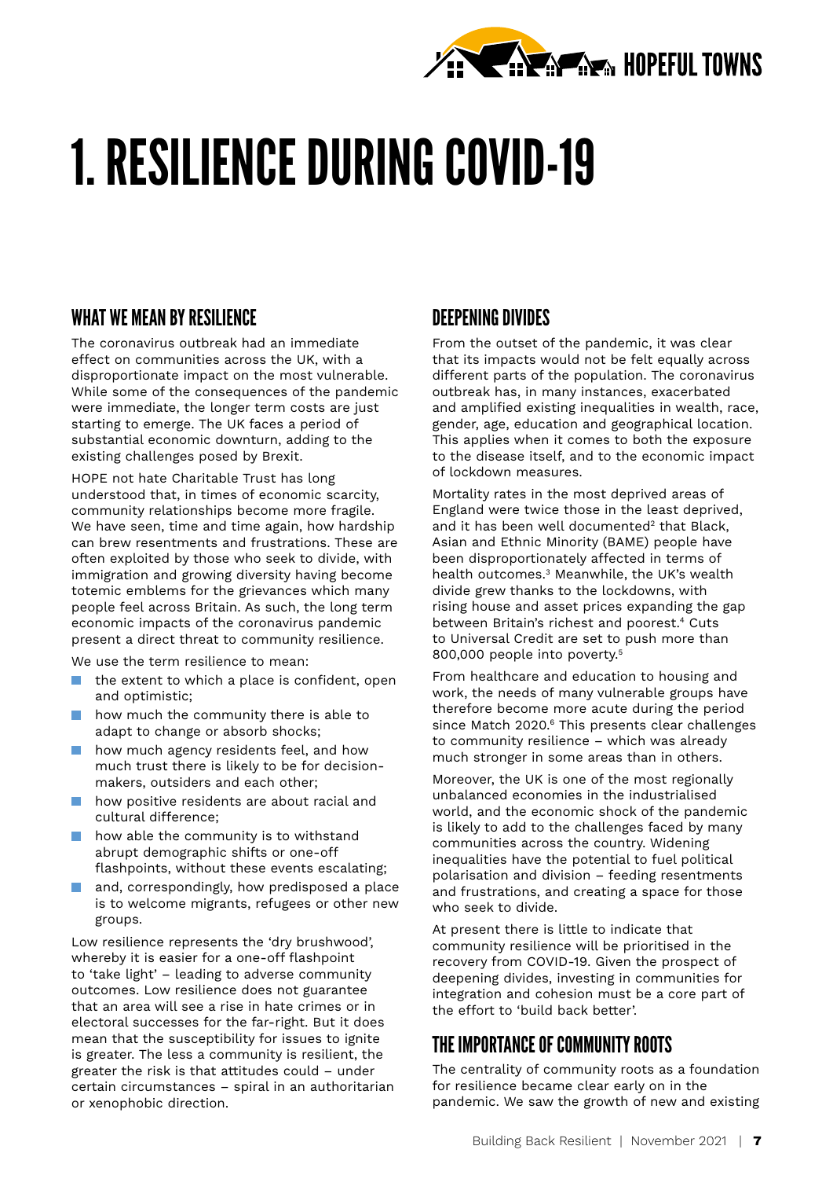# 1. RESILIENCE DURING COVID-19

## WHAT WE MEAN BY RESILIENCE

The coronavirus outbreak had an immediate effect on communities across the UK, with a disproportionate impact on the most vulnerable. While some of the consequences of the pandemic were immediate, the longer term costs are just starting to emerge. The UK faces a period of substantial economic downturn, adding to the existing challenges posed by Brexit.

HOPE not hate Charitable Trust has long understood that, in times of economic scarcity, community relationships become more fragile. We have seen, time and time again, how hardship can brew resentments and frustrations. These are often exploited by those who seek to divide, with immigration and growing diversity having become totemic emblems for the grievances which many people feel across Britain. As such, the long term economic impacts of the coronavirus pandemic present a direct threat to community resilience.

We use the term resilience to mean:

- the extent to which a place is confident, open and optimistic;
- how much the community there is able to adapt to change or absorb shocks;
- how much agency residents feel, and how much trust there is likely to be for decision-makers, outsiders and each other;
- how positive residents are about racial and cultural difference;
- how able the community is to withstand abrupt demographic shifts or one-off flashpoints, without these events escalating;
- and, correspondingly, how predisposed a place is to welcome migrants, refugees or other new groups.

Low resilience represents the 'dry brushwood', whereby it is easier for a one-off flashpoint to 'take light' – leading to adverse community outcomes. Low resilience does not guarantee that an area will see a rise in hate crimes or in electoral successes for the far-right. But it does mean that the susceptibility for issues to ignite is greater. The less a community is resilient, the greater the risk is that attitudes could – under certain circumstances – spiral in an authoritarian or xenophobic direction.

## DEEPENING DIVIDES

From the outset of the pandemic, it was clear that its impacts would not be felt equally across different parts of the population. The coronavirus outbreak has, in many instances, exacerbated and amplified existing inequalities in wealth, race, gender, age, education and geographical location. This applies when it comes to both the exposure to the disease itself, and to the economic impact of lockdown measures.

Mortality rates in the most deprived areas of England were twice those in the least deprived, and it has been well documented[2] that Black, Asian and Ethnic Minority (BAME) people have been disproportionately affected in terms of health outcomes.[3] Meanwhile, the UK's wealth divide grew thanks to the lockdowns, with rising house and asset prices expanding the gap between Britain's richest and poorest.[4] Cuts to Universal Credit are set to push more than 800,000 people into poverty.[5]

From healthcare and education to housing and work, the needs of many vulnerable groups have therefore become more acute during the period since Match 2020.[6] This presents clear challenges to community resilience – which was already much stronger in some areas than in others.

Moreover, the UK is one of the most regionally unbalanced economies in the industrialised world, and the economic shock of the pandemic is likely to add to the challenges faced by many communities across the country. Widening inequalities have the potential to fuel political polarisation and division – feeding resentments and frustrations, and creating a space for those who seek to divide.

At present there is little to indicate that community resilience will be prioritised in the recovery from COVID-19. Given the prospect of deepening divides, investing in communities for integration and cohesion must be a core part of the effort to 'build back better'.

## THE IMPORTANCE OF COMMUNITY ROOTS

The centrality of community roots as a foundation for resilience became clear early on in the pandemic. We saw the growth of new and existing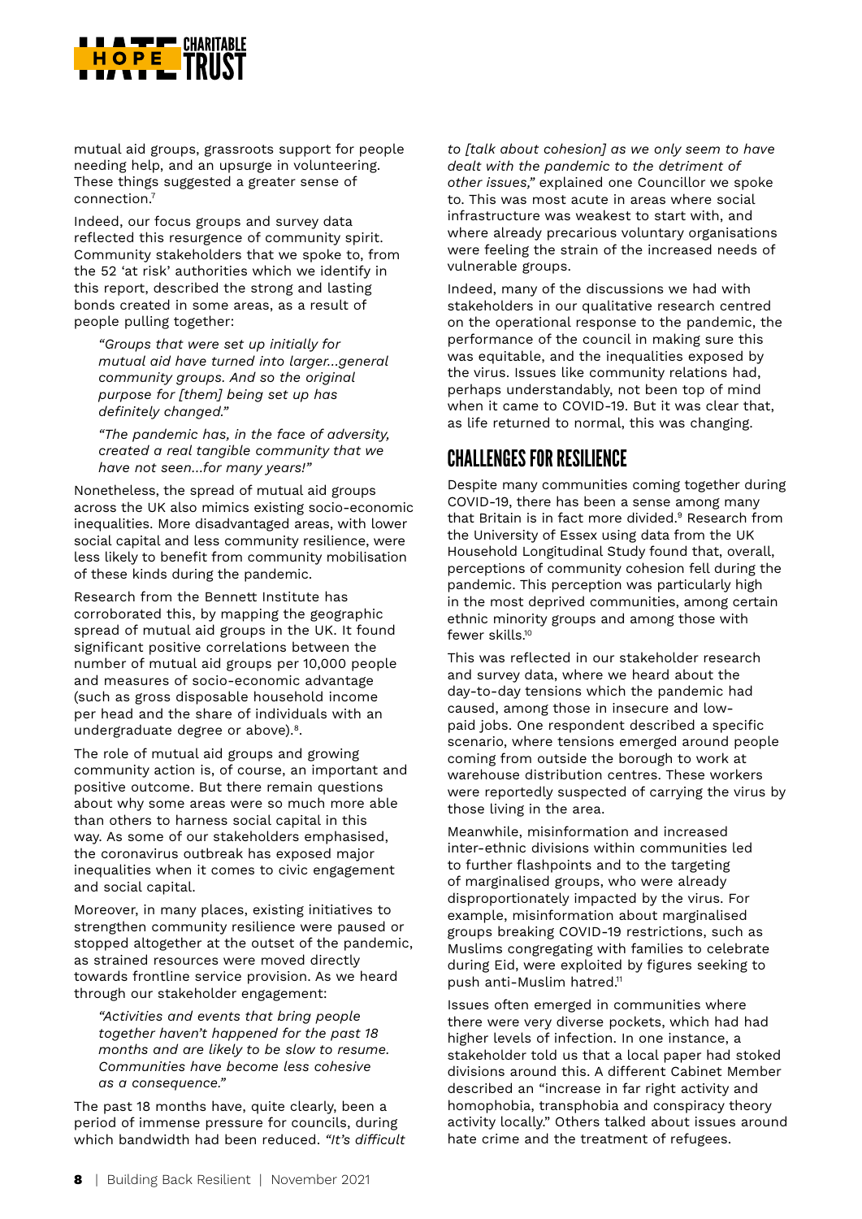mutual aid groups, grassroots support for people needing help, and an upsurge in volunteering. These things suggested a greater sense of connection.[7]

Indeed, our focus groups and survey data reflected this resurgence of community spirit. Community stakeholders that we spoke to, from the 52 'at risk' authorities which we identify in this report, described the strong and lasting bonds created in some areas, as a result of people pulling together:

> *"Groups that were set up initially for mutual aid have turned into larger...general community groups. And so the original purpose for [them] being set up has definitely changed."*

> *"The pandemic has, in the face of adversity, created a real tangible community that we have not seen...for many years!"*

Nonetheless, the spread of mutual aid groups across the UK also mimics existing socio-economic inequalities. More disadvantaged areas, with lower social capital and less community resilience, were less likely to benefit from community mobilisation of these kinds during the pandemic.

Research from the Bennett Institute has corroborated this, by mapping the geographic spread of mutual aid groups in the UK. It found significant positive correlations between the number of mutual aid groups per 10,000 people and measures of socio-economic advantage (such as gross disposable household income per head and the share of individuals with an undergraduate degree or above).[8].

The role of mutual aid groups and growing community action is, of course, an important and positive outcome. But there remain questions about why some areas were so much more able than others to harness social capital in this way. As some of our stakeholders emphasised, the coronavirus outbreak has exposed major inequalities when it comes to civic engagement and social capital.

Moreover, in many places, existing initiatives to strengthen community resilience were paused or stopped altogether at the outset of the pandemic, as strained resources were moved directly towards frontline service provision. As we heard through our stakeholder engagement:

> *"Activities and events that bring people together haven't happened for the past 18 months and are likely to be slow to resume. Communities have become less cohesive as a consequence."*

The past 18 months have, quite clearly, been a period of immense pressure for councils, during which bandwidth had been reduced. *"It's difficult to [talk about cohesion] as we only seem to have dealt with the pandemic to the detriment of other issues,"* explained one Councillor we spoke to. This was most acute in areas where social infrastructure was weakest to start with, and where already precarious voluntary organisations were feeling the strain of the increased needs of vulnerable groups.

Indeed, many of the discussions we had with stakeholders in our qualitative research centred on the operational response to the pandemic, the performance of the council in making sure this was equitable, and the inequalities exposed by the virus. Issues like community relations had, perhaps understandably, not been top of mind when it came to COVID-19. But it was clear that, as life returned to normal, this was changing.

## CHALLENGES FOR RESILIENCE

Despite many communities coming together during COVID-19, there has been a sense among many that Britain is in fact more divided.[9] Research from the University of Essex using data from the UK Household Longitudinal Study found that, overall, perceptions of community cohesion fell during the pandemic. This perception was particularly high in the most deprived communities, among certain ethnic minority groups and among those with fewer skills.[10]

This was reflected in our stakeholder research and survey data, where we heard about the day-to-day tensions which the pandemic had caused, among those in insecure and low-paid jobs. One respondent described a specific scenario, where tensions emerged around people coming from outside the borough to work at warehouse distribution centres. These workers were reportedly suspected of carrying the virus by those living in the area.

Meanwhile, misinformation and increased inter-ethnic divisions within communities led to further flashpoints and to the targeting of marginalised groups, who were already disproportionately impacted by the virus. For example, misinformation about marginalised groups breaking COVID-19 restrictions, such as Muslims congregating with families to celebrate during Eid, were exploited by figures seeking to push anti-Muslim hatred.[11]

Issues often emerged in communities where there were very diverse pockets, which had had higher levels of infection. In one instance, a stakeholder told us that a local paper had stoked divisions around this. A different Cabinet Member described an "increase in far right activity and homophobia, transphobia and conspiracy theory activity locally." Others talked about issues around hate crime and the treatment of refugees.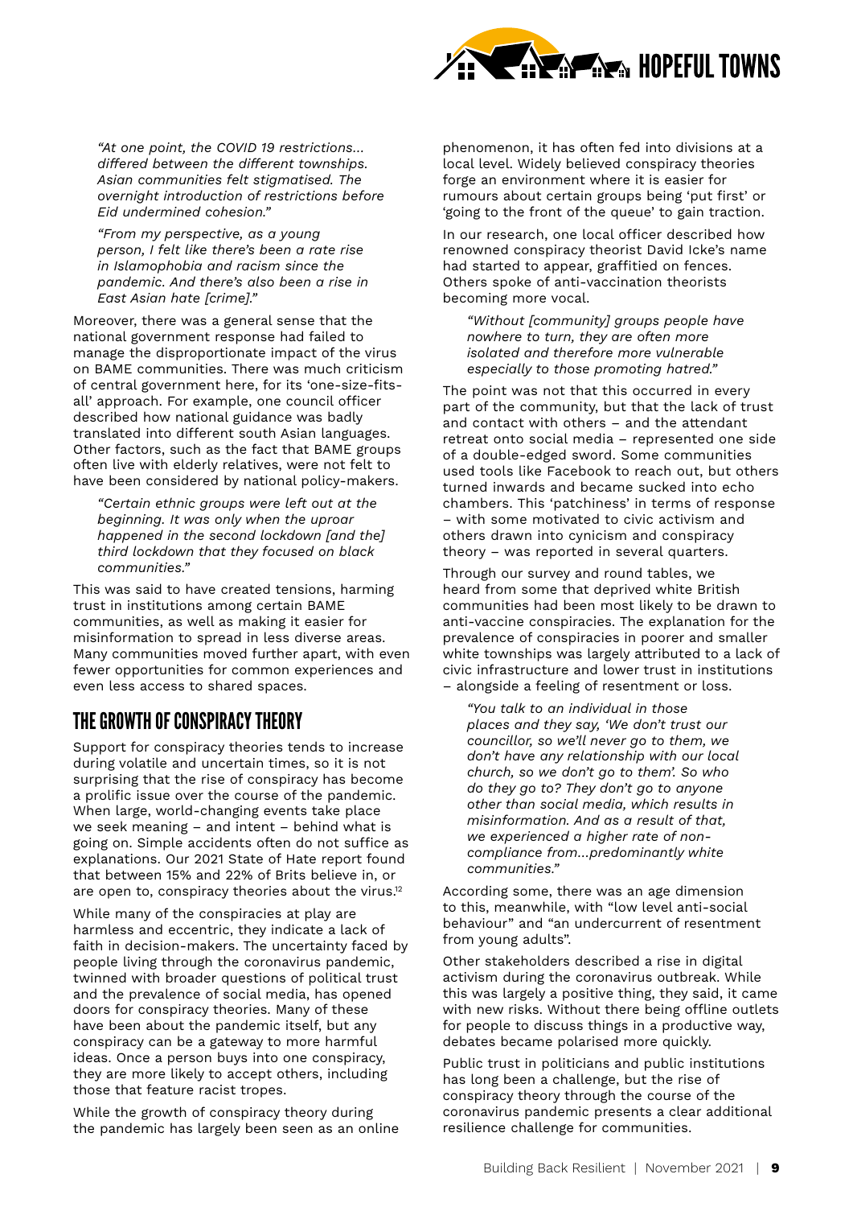> *"At one point, the COVID 19 restrictions... differed between the different townships. Asian communities felt stigmatised. The overnight introduction of restrictions before Eid undermined cohesion."*

> *"From my perspective, as a young person, I felt like there's been a rate rise in Islamophobia and racism since the pandemic. And there's also been a rise in East Asian hate [crime]."*

Moreover, there was a general sense that the national government response had failed to manage the disproportionate impact of the virus on BAME communities. There was much criticism of central government here, for its 'one-size-fits-all' approach. For example, one council officer described how national guidance was badly translated into different south Asian languages. Other factors, such as the fact that BAME groups often live with elderly relatives, were not felt to have been considered by national policy-makers.

> *"Certain ethnic groups were left out at the beginning. It was only when the uproar happened in the second lockdown [and the] third lockdown that they focused on black communities."*

This was said to have created tensions, harming trust in institutions among certain BAME communities, as well as making it easier for misinformation to spread in less diverse areas. Many communities moved further apart, with even fewer opportunities for common experiences and even less access to shared spaces.

## THE GROWTH OF CONSPIRACY THEORY

Support for conspiracy theories tends to increase during volatile and uncertain times, so it is not surprising that the rise of conspiracy has become a prolific issue over the course of the pandemic. When large, world-changing events take place we seek meaning – and intent – behind what is going on. Simple accidents often do not suffice as explanations. Our 2021 State of Hate report found that between 15% and 22% of Brits believe in, or are open to, conspiracy theories about the virus.[12]

While many of the conspiracies at play are harmless and eccentric, they indicate a lack of faith in decision-makers. The uncertainty faced by people living through the coronavirus pandemic, twinned with broader questions of political trust and the prevalence of social media, has opened doors for conspiracy theories. Many of these have been about the pandemic itself, but any conspiracy can be a gateway to more harmful ideas. Once a person buys into one conspiracy, they are more likely to accept others, including those that feature racist tropes.

While the growth of conspiracy theory during the pandemic has largely been seen as an online phenomenon, it has often fed into divisions at a local level. Widely believed conspiracy theories forge an environment where it is easier for rumours about certain groups being 'put first' or 'going to the front of the queue' to gain traction.

In our research, one local officer described how renowned conspiracy theorist David Icke's name had started to appear, graffitied on fences. Others spoke of anti-vaccination theorists becoming more vocal.

> *"Without [community] groups people have nowhere to turn, they are often more isolated and therefore more vulnerable especially to those promoting hatred."*

The point was not that this occurred in every part of the community, but that the lack of trust and contact with others – and the attendant retreat onto social media – represented one side of a double-edged sword. Some communities used tools like Facebook to reach out, but others turned inwards and became sucked into echo chambers. This 'patchiness' in terms of response – with some motivated to civic activism and others drawn into cynicism and conspiracy theory – was reported in several quarters.

Through our survey and round tables, we heard from some that deprived white British communities had been most likely to be drawn to anti-vaccine conspiracies. The explanation for the prevalence of conspiracies in poorer and smaller white townships was largely attributed to a lack of civic infrastructure and lower trust in institutions – alongside a feeling of resentment or loss.

> *"You talk to an individual in those places and they say, 'We don't trust our councillor, so we'll never go to them, we don't have any relationship with our local church, so we don't go to them'. So who do they go to? They don't go to anyone other than social media, which results in misinformation. And as a result of that, we experienced a higher rate of non-compliance from...predominantly white communities."*

According some, there was an age dimension to this, meanwhile, with "low level anti-social behaviour" and "an undercurrent of resentment from young adults".

Other stakeholders described a rise in digital activism during the coronavirus outbreak. While this was largely a positive thing, they said, it came with new risks. Without there being offline outlets for people to discuss things in a productive way, debates became polarised more quickly.

Public trust in politicians and public institutions has long been a challenge, but the rise of conspiracy theory through the course of the coronavirus pandemic presents a clear additional resilience challenge for communities.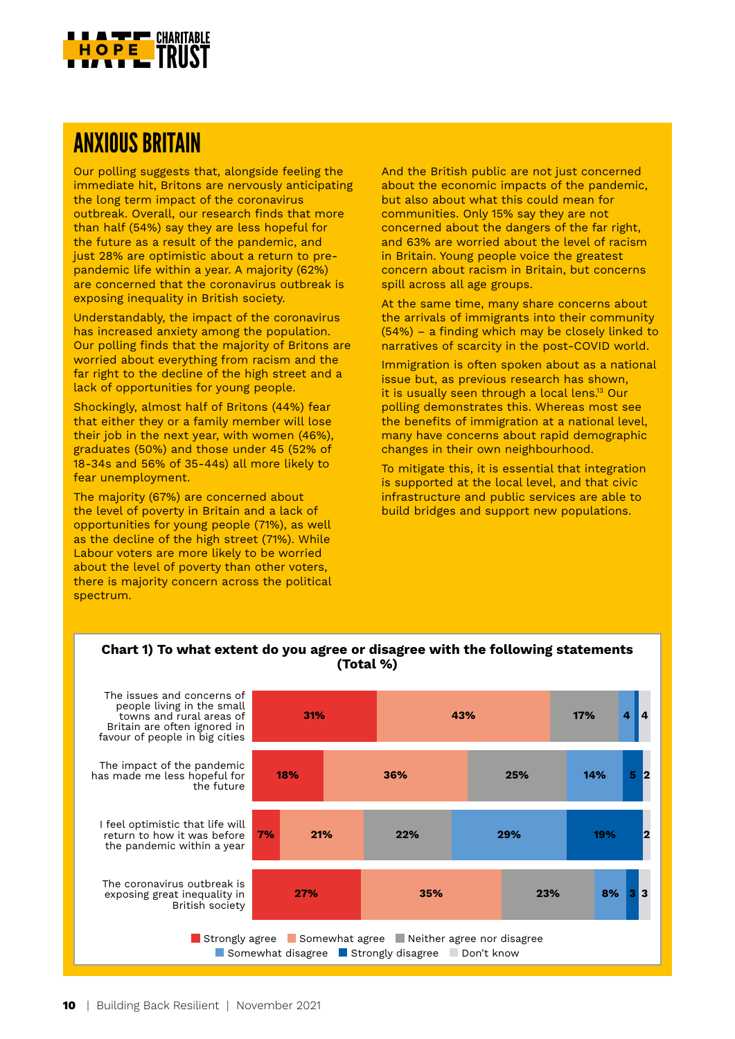## ANXIOUS BRITAIN

Our polling suggests that, alongside feeling the immediate hit, Britons are nervously anticipating the long term impact of the coronavirus outbreak. Overall, our research finds that more than half (54%) say they are less hopeful for the future as a result of the pandemic, and just 28% are optimistic about a return to pre-pandemic life within a year. A majority (62%) are concerned that the coronavirus outbreak is exposing inequality in British society.

Understandably, the impact of the coronavirus has increased anxiety among the population. Our polling finds that the majority of Britons are worried about everything from racism and the far right to the decline of the high street and a lack of opportunities for young people.

Shockingly, almost half of Britons (44%) fear that either they or a family member will lose their job in the next year, with women (46%), graduates (50%) and those under 45 (52% of 18-34s and 56% of 35-44s) all more likely to fear unemployment.

The majority (67%) are concerned about the level of poverty in Britain and a lack of opportunities for young people (71%), as well as the decline of the high street (71%). While Labour voters are more likely to be worried about the level of poverty than other voters, there is majority concern across the political spectrum.

And the British public are not just concerned about the economic impacts of the pandemic, but also about what this could mean for communities. Only 15% say they are not concerned about the dangers of the far right, and 63% are worried about the level of racism in Britain. Young people voice the greatest concern about racism in Britain, but concerns spill across all age groups.

At the same time, many share concerns about the arrivals of immigrants into their community (54%) – a finding which may be closely linked to narratives of scarcity in the post-COVID world.

Immigration is often spoken about as a national issue but, as previous research has shown, it is usually seen through a local lens.[13] Our polling demonstrates this. Whereas most see the benefits of immigration at a national level, many have concerns about rapid demographic changes in their own neighbourhood.

To mitigate this, it is essential that integration is supported at the local level, and that civic infrastructure and public services are able to build bridges and support new populations.

**Chart 1) To what extent do you agree or disagree with the following statements (Total %)**

| Statement | Strongly agree | Somewhat agree | Neither agree nor disagree | Somewhat disagree | Strongly disagree | Don't know |
|---|---|---|---|---|---|---|
| The issues and concerns of people living in the small towns and rural areas of Britain are often ignored in favour of people in big cities | 31% | 43% | 17% | 4 | | 4 |
| The impact of the pandemic has made me less hopeful for the future | 18% | 36% | 25% | 14% | 5 | 2 |
| I feel optimistic that life will return to how it was before the pandemic within a year | 7% | 21% | 22% | 29% | 19% | 2 |
| The coronavirus outbreak is exposing great inequality in British society | 27% | 35% | 23% | 8% | 3 | 3 |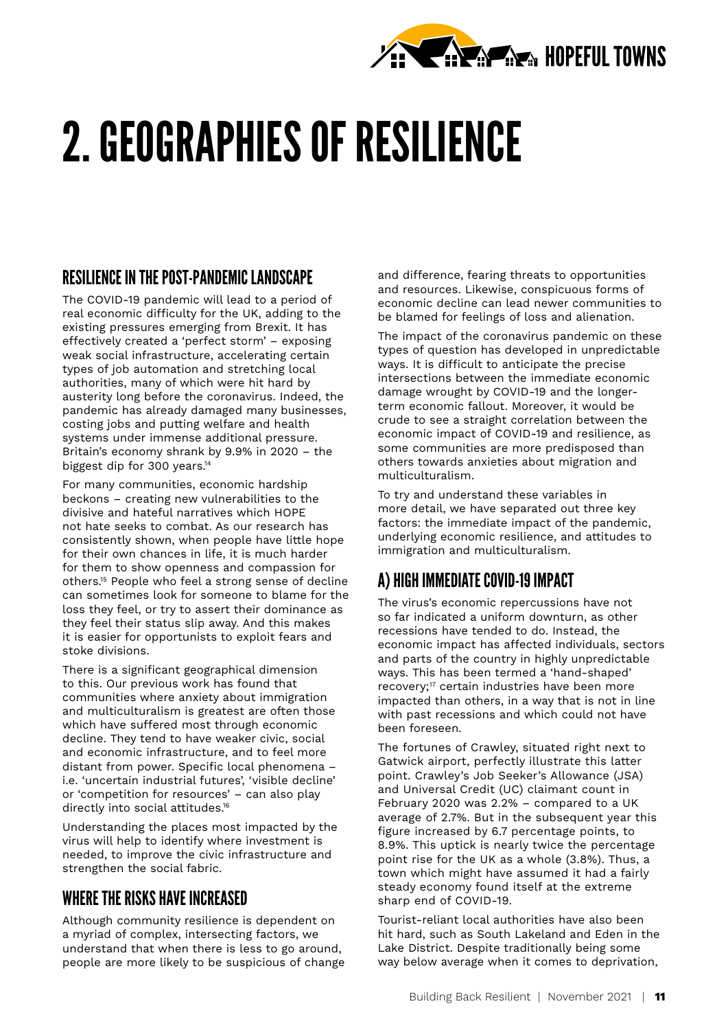# 2. GEOGRAPHIES OF RESILIENCE

## RESILIENCE IN THE POST-PANDEMIC LANDSCAPE

The COVID-19 pandemic will lead to a period of real economic difficulty for the UK, adding to the existing pressures emerging from Brexit. It has effectively created a 'perfect storm' – exposing weak social infrastructure, accelerating certain types of job automation and stretching local authorities, many of which were hit hard by austerity long before the coronavirus. Indeed, the pandemic has already damaged many businesses, costing jobs and putting welfare and health systems under immense additional pressure. Britain's economy shrank by 9.9% in 2020 – the biggest dip for 300 years.[14]

For many communities, economic hardship beckons – creating new vulnerabilities to the divisive and hateful narratives which HOPE not hate seeks to combat. As our research has consistently shown, when people have little hope for their own chances in life, it is much harder for them to show openness and compassion for others.[15] People who feel a strong sense of decline can sometimes look for someone to blame for the loss they feel, or try to assert their dominance as they feel their status slip away. And this makes it is easier for opportunists to exploit fears and stoke divisions.

There is a significant geographical dimension to this. Our previous work has found that communities where anxiety about immigration and multiculturalism is greatest are often those which have suffered most through economic decline. They tend to have weaker civic, social and economic infrastructure, and to feel more distant from power. Specific local phenomena – i.e. 'uncertain industrial futures', 'visible decline' or 'competition for resources' – can also play directly into social attitudes.[16]

Understanding the places most impacted by the virus will help to identify where investment is needed, to improve the civic infrastructure and strengthen the social fabric.

## WHERE THE RISKS HAVE INCREASED

Although community resilience is dependent on a myriad of complex, intersecting factors, we understand that when there is less to go around, people are more likely to be suspicious of change and difference, fearing threats to opportunities and resources. Likewise, conspicuous forms of economic decline can lead newer communities to be blamed for feelings of loss and alienation.

The impact of the coronavirus pandemic on these types of question has developed in unpredictable ways. It is difficult to anticipate the precise intersections between the immediate economic damage wrought by COVID-19 and the longer-term economic fallout. Moreover, it would be crude to see a straight correlation between the economic impact of COVID-19 and resilience, as some communities are more predisposed than others towards anxieties about migration and multiculturalism.

To try and understand these variables in more detail, we have separated out three key factors: the immediate impact of the pandemic, underlying economic resilience, and attitudes to immigration and multiculturalism.

## A) HIGH IMMEDIATE COVID-19 IMPACT

The virus's economic repercussions have not so far indicated a uniform downturn, as other recessions have tended to do. Instead, the economic impact has affected individuals, sectors and parts of the country in highly unpredictable ways. This has been termed a 'hand-shaped' recovery;[17] certain industries have been more impacted than others, in a way that is not in line with past recessions and which could not have been foreseen.

The fortunes of Crawley, situated right next to Gatwick airport, perfectly illustrate this latter point. Crawley's Job Seeker's Allowance (JSA) and Universal Credit (UC) claimant count in February 2020 was 2.2% – compared to a UK average of 2.7%. But in the subsequent year this figure increased by 6.7 percentage points, to 8.9%. This uptick is nearly twice the percentage point rise for the UK as a whole (3.8%). Thus, a town which might have assumed it had a fairly steady economy found itself at the extreme sharp end of COVID-19.

Tourist-reliant local authorities have also been hit hard, such as South Lakeland and Eden in the Lake District. Despite traditionally being some way below average when it comes to deprivation,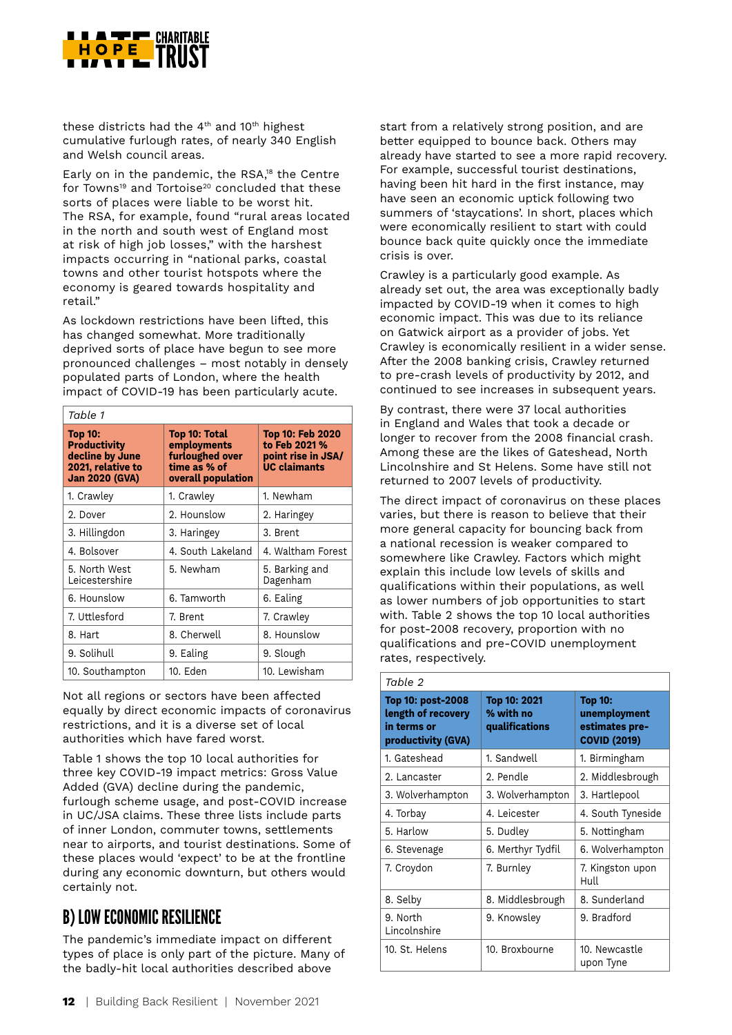these districts had the 4th and 10th highest cumulative furlough rates, of nearly 340 English and Welsh council areas.

Early on in the pandemic, the RSA,[18] the Centre for Towns[19] and Tortoise[20] concluded that these sorts of places were liable to be worst hit. The RSA, for example, found "rural areas located in the north and south west of England most at risk of high job losses," with the harshest impacts occurring in "national parks, coastal towns and other tourist hotspots where the economy is geared towards hospitality and retail."

As lockdown restrictions have been lifted, this has changed somewhat. More traditionally deprived sorts of place have begun to see more pronounced challenges – most notably in densely populated parts of London, where the health impact of COVID-19 has been particularly acute.

*Table 1*

| Top 10: Productivity decline by June 2021, relative to Jan 2020 (GVA) | Top 10: Total employments furloughed over time as % of overall population | Top 10: Feb 2020 to Feb 2021 % point rise in JSA/UC claimants |
|---|---|---|
| 1. Crawley | 1. Crawley | 1. Newham |
| 2. Dover | 2. Hounslow | 2. Haringey |
| 3. Hillingdon | 3. Haringey | 3. Brent |
| 4. Bolsover | 4. South Lakeland | 4. Waltham Forest |
| 5. North West Leicestershire | 5. Newham | 5. Barking and Dagenham |
| 6. Hounslow | 6. Tamworth | 6. Ealing |
| 7. Uttlesford | 7. Brent | 7. Crawley |
| 8. Hart | 8. Cherwell | 8. Hounslow |
| 9. Solihull | 9. Ealing | 9. Slough |
| 10. Southampton | 10. Eden | 10. Lewisham |

Not all regions or sectors have been affected equally by direct economic impacts of coronavirus restrictions, and it is a diverse set of local authorities which have fared worst.

Table 1 shows the top 10 local authorities for three key COVID-19 impact metrics: Gross Value Added (GVA) decline during the pandemic, furlough scheme usage, and post-COVID increase in UC/JSA claims. These three lists include parts of inner London, commuter towns, settlements near to airports, and tourist destinations. Some of these places would 'expect' to be at the frontline during any economic downturn, but others would certainly not.

## B) LOW ECONOMIC RESILIENCE

The pandemic's immediate impact on different types of place is only part of the picture. Many of the badly-hit local authorities described above start from a relatively strong position, and are better equipped to bounce back. Others may already have started to see a more rapid recovery. For example, successful tourist destinations, having been hit hard in the first instance, may have seen an economic uptick following two summers of 'staycations'. In short, places which were economically resilient to start with could bounce back quite quickly once the immediate crisis is over.

Crawley is a particularly good example. As already set out, the area was exceptionally badly impacted by COVID-19 when it comes to high economic impact. This was due to its reliance on Gatwick airport as a provider of jobs. Yet Crawley is economically resilient in a wider sense. After the 2008 banking crisis, Crawley returned to pre-crash levels of productivity by 2012, and continued to see increases in subsequent years.

By contrast, there were 37 local authorities in England and Wales that took a decade or longer to recover from the 2008 financial crash. Among these are the likes of Gateshead, North Lincolnshire and St Helens. Some have still not returned to 2007 levels of productivity.

The direct impact of coronavirus on these places varies, but there is reason to believe that their more general capacity for bouncing back from a national recession is weaker compared to somewhere like Crawley. Factors which might explain this include low levels of skills and qualifications within their populations, as well as lower numbers of job opportunities to start with. Table 2 shows the top 10 local authorities for post-2008 recovery, proportion with no qualifications and pre-COVID unemployment rates, respectively.

*Table 2*

| Top 10: post-2008 length of recovery in terms or productivity (GVA) | Top 10: 2021 % with no qualifications | Top 10: unemployment estimates pre-COVID (2019) |
|---|---|---|
| 1. Gateshead | 1. Sandwell | 1. Birmingham |
| 2. Lancaster | 2. Pendle | 2. Middlesbrough |
| 3. Wolverhampton | 3. Wolverhampton | 3. Hartlepool |
| 4. Torbay | 4. Leicester | 4. South Tyneside |
| 5. Harlow | 5. Dudley | 5. Nottingham |
| 6. Stevenage | 6. Merthyr Tydfil | 6. Wolverhampton |
| 7. Croydon | 7. Burnley | 7. Kingston upon Hull |
| 8. Selby | 8. Middlesbrough | 8. Sunderland |
| 9. North Lincolnshire | 9. Knowsley | 9. Bradford |
| 10. St. Helens | 10. Broxbourne | 10. Newcastle upon Tyne |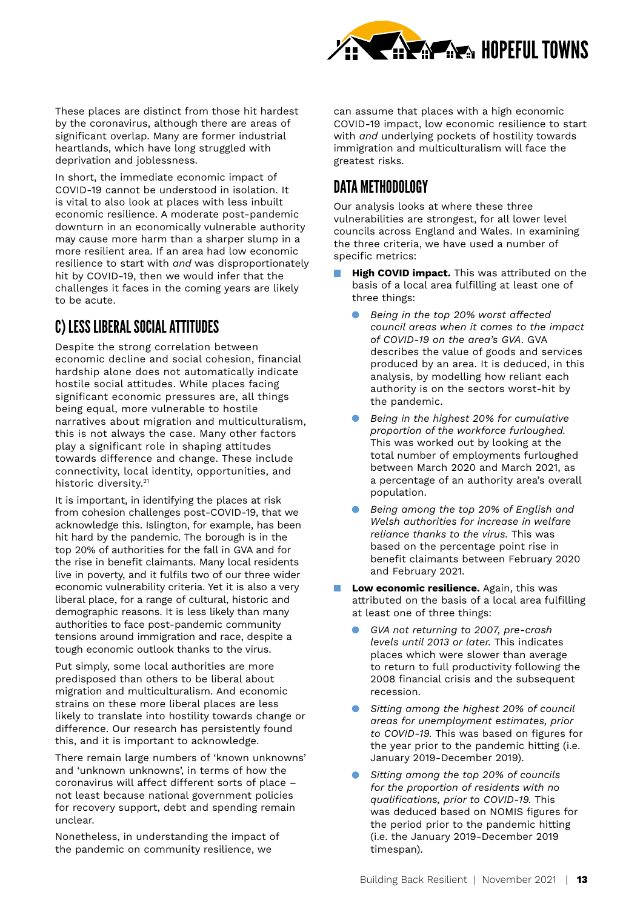These places are distinct from those hit hardest by the coronavirus, although there are areas of significant overlap. Many are former industrial heartlands, which have long struggled with deprivation and joblessness.

In short, the immediate economic impact of COVID-19 cannot be understood in isolation. It is vital to also look at places with less inbuilt economic resilience. A moderate post-pandemic downturn in an economically vulnerable authority may cause more harm than a sharper slump in a more resilient area. If an area had low economic resilience to start with *and* was disproportionately hit by COVID-19, then we would infer that the challenges it faces in the coming years are likely to be acute.

## C) LESS LIBERAL SOCIAL ATTITUDES

Despite the strong correlation between economic decline and social cohesion, financial hardship alone does not automatically indicate hostile social attitudes. While places facing significant economic pressures are, all things being equal, more vulnerable to hostile narratives about migration and multiculturalism, this is not always the case. Many other factors play a significant role in shaping attitudes towards difference and change. These include connectivity, local identity, opportunities, and historic diversity.[21]

It is important, in identifying the places at risk from cohesion challenges post-COVID-19, that we acknowledge this. Islington, for example, has been hit hard by the pandemic. The borough is in the top 20% of authorities for the fall in GVA and for the rise in benefit claimants. Many local residents live in poverty, and it fulfils two of our three wider economic vulnerability criteria. Yet it is also a very liberal place, for a range of cultural, historic and demographic reasons. It is less likely than many authorities to face post-pandemic community tensions around immigration and race, despite a tough economic outlook thanks to the virus.

Put simply, some local authorities are more predisposed than others to be liberal about migration and multiculturalism. And economic strains on these more liberal places are less likely to translate into hostility towards change or difference. Our research has persistently found this, and it is important to acknowledge.

There remain large numbers of 'known unknowns' and 'unknown unknowns', in terms of how the coronavirus will affect different sorts of place – not least because national government policies for recovery support, debt and spending remain unclear.

Nonetheless, in understanding the impact of the pandemic on community resilience, we can assume that places with a high economic COVID-19 impact, low economic resilience to start with *and* underlying pockets of hostility towards immigration and multiculturalism will face the greatest risks.

## DATA METHODOLOGY

Our analysis looks at where these three vulnerabilities are strongest, for all lower level councils across England and Wales. In examining the three criteria, we have used a number of specific metrics:

- **High COVID impact.** This was attributed on the basis of a local area fulfilling at least one of three things:
  - *Being in the top 20% worst affected council areas when it comes to the impact of COVID-19 on the area's GVA.* GVA describes the value of goods and services produced by an area. It is deduced, in this analysis, by modelling how reliant each authority is on the sectors worst-hit by the pandemic.
  - *Being in the highest 20% for cumulative proportion of the workforce furloughed.* This was worked out by looking at the total number of employments furloughed between March 2020 and March 2021, as a percentage of an authority area's overall population.
  - *Being among the top 20% of English and Welsh authorities for increase in welfare reliance thanks to the virus.* This was based on the percentage point rise in benefit claimants between February 2020 and February 2021.
- **Low economic resilience.** Again, this was attributed on the basis of a local area fulfilling at least one of three things:
  - *GVA not returning to 2007, pre-crash levels until 2013 or later.* This indicates places which were slower than average to return to full productivity following the 2008 financial crisis and the subsequent recession.
  - *Sitting among the highest 20% of council areas for unemployment estimates, prior to COVID-19.* This was based on figures for the year prior to the pandemic hitting (i.e. January 2019-December 2019).
  - *Sitting among the top 20% of councils for the proportion of residents with no qualifications, prior to COVID-19.* This was deduced based on NOMIS figures for the period prior to the pandemic hitting (i.e. the January 2019-December 2019 timespan).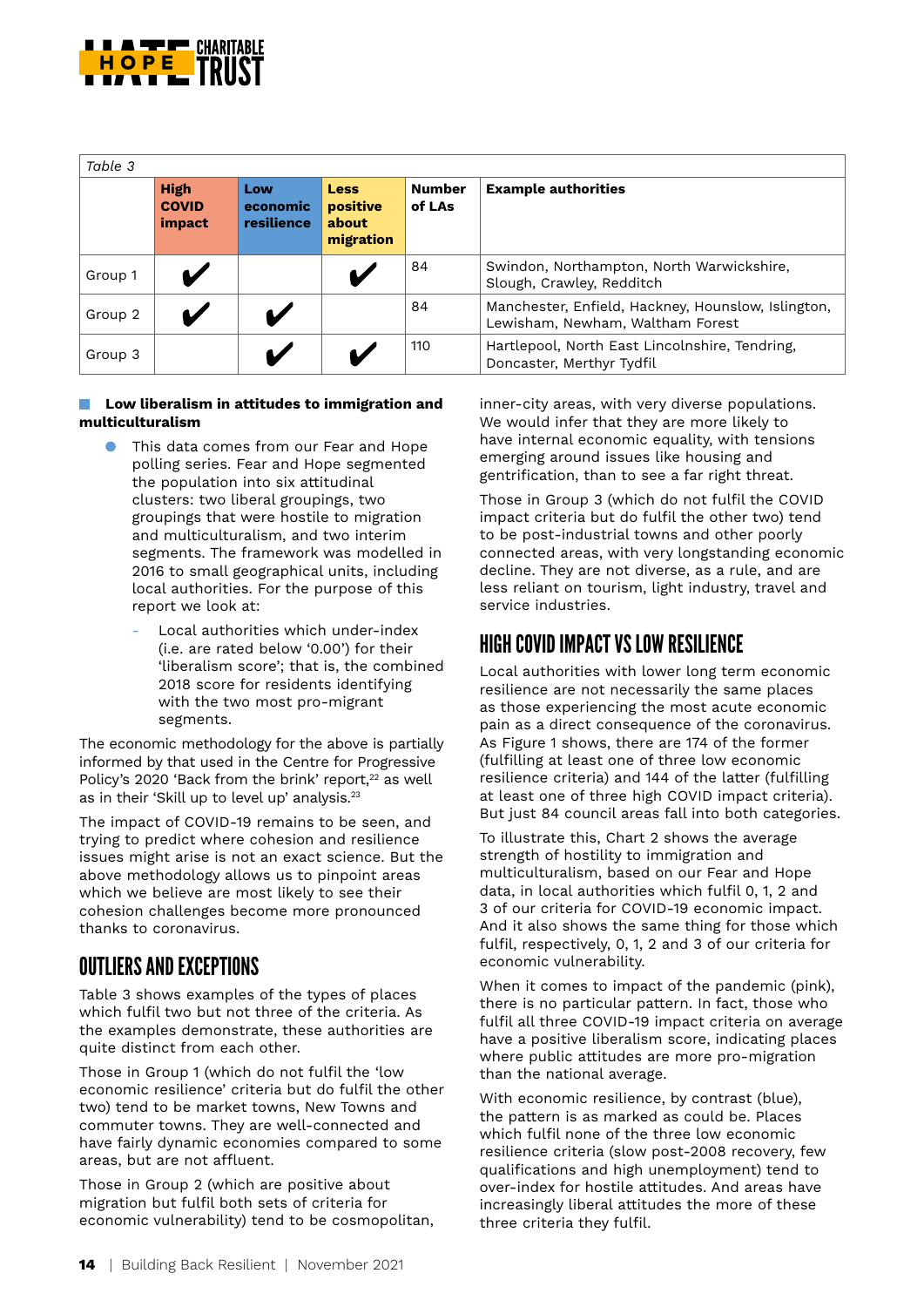*Table 3*

| | High COVID impact | Low economic resilience | Less positive about migration | Number of LAs | Example authorities |
|---|---|---|---|---|---|
| Group 1 | ✔ | | ✔ | 84 | Swindon, Northampton, North Warwickshire, Slough, Crawley, Redditch |
| Group 2 | ✔ | ✔ | | 84 | Manchester, Enfield, Hackney, Hounslow, Islington, Lewisham, Newham, Waltham Forest |
| Group 3 | | ✔ | ✔ | 110 | Hartlepool, North East Lincolnshire, Tendring, Doncaster, Merthyr Tydfil |

**Low liberalism in attitudes to immigration and multiculturalism**

- This data comes from our Fear and Hope polling series. Fear and Hope segmented the population into six attitudinal clusters: two liberal groupings, two groupings that were hostile to migration and multiculturalism, and two interim segments. The framework was modelled in 2016 to small geographical units, including local authorities. For the purpose of this report we look at:
  - Local authorities which under-index (i.e. are rated below '0.00') for their 'liberalism score'; that is, the combined 2018 score for residents identifying with the two most pro-migrant segments.

The economic methodology for the above is partially informed by that used in the Centre for Progressive Policy's 2020 'Back from the brink' report,[22] as well as in their 'Skill up to level up' analysis.[23]

The impact of COVID-19 remains to be seen, and trying to predict where cohesion and resilience issues might arise is not an exact science. But the above methodology allows us to pinpoint areas which we believe are most likely to see their cohesion challenges become more pronounced thanks to coronavirus.

## OUTLIERS AND EXCEPTIONS

Table 3 shows examples of the types of places which fulfil two but not three of the criteria. As the examples demonstrate, these authorities are quite distinct from each other.

Those in Group 1 (which do not fulfil the 'low economic resilience' criteria but do fulfil the other two) tend to be market towns, New Towns and commuter towns. They are well-connected and have fairly dynamic economies compared to some areas, but are not affluent.

Those in Group 2 (which are positive about migration but fulfil both sets of criteria for economic vulnerability) tend to be cosmopolitan, inner-city areas, with very diverse populations. We would infer that they are more likely to have internal economic equality, with tensions emerging around issues like housing and gentrification, than to see a far right threat.

Those in Group 3 (which do not fulfil the COVID impact criteria but do fulfil the other two) tend to be post-industrial towns and other poorly connected areas, with very longstanding economic decline. They are not diverse, as a rule, and are less reliant on tourism, light industry, travel and service industries.

## HIGH COVID IMPACT VS LOW RESILIENCE

Local authorities with lower long term economic resilience are not necessarily the same places as those experiencing the most acute economic pain as a direct consequence of the coronavirus. As Figure 1 shows, there are 174 of the former (fulfilling at least one of three low economic resilience criteria) and 144 of the latter (fulfilling at least one of three high COVID impact criteria). But just 84 council areas fall into both categories.

To illustrate this, Chart 2 shows the average strength of hostility to immigration and multiculturalism, based on our Fear and Hope data, in local authorities which fulfil 0, 1, 2 and 3 of our criteria for COVID-19 economic impact. And it also shows the same thing for those which fulfil, respectively, 0, 1, 2 and 3 of our criteria for economic vulnerability.

When it comes to impact of the pandemic (pink), there is no particular pattern. In fact, those who fulfil all three COVID-19 impact criteria on average have a positive liberalism score, indicating places where public attitudes are more pro-migration than the national average.

With economic resilience, by contrast (blue), the pattern is as marked as could be. Places which fulfil none of the three low economic resilience criteria (slow post-2008 recovery, few qualifications and high unemployment) tend to over-index for hostile attitudes. And areas have increasingly liberal attitudes the more of these three criteria they fulfil.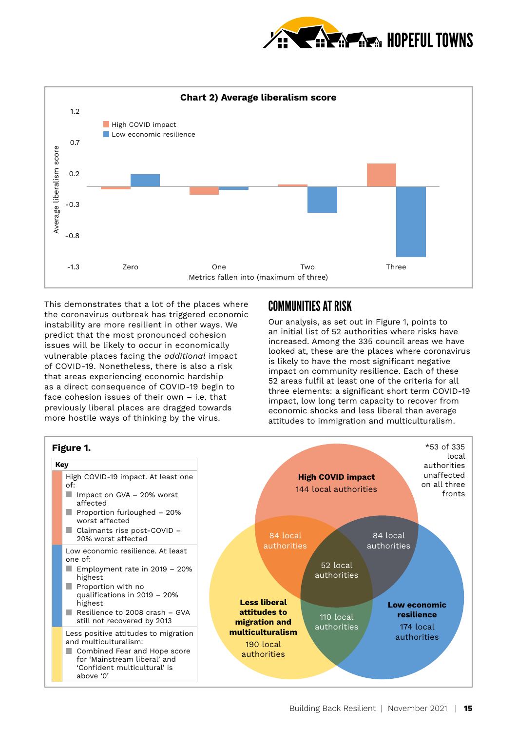**Chart 2) Average liberalism score**

This demonstrates that a lot of the places where the coronavirus outbreak has triggered economic instability are more resilient in other ways. We predict that the most pronounced cohesion issues will be likely to occur in economically vulnerable places facing the *additional* impact of COVID-19. Nonetheless, there is also a risk that areas experiencing economic hardship as a direct consequence of COVID-19 begin to face cohesion issues of their own – i.e. that previously liberal places are dragged towards more hostile ways of thinking by the virus.

## COMMUNITIES AT RISK

Our analysis, as set out in Figure 1, points to an initial list of 52 authorities where risks have increased. Among the 335 council areas we have looked at, these are the places where coronavirus is likely to have the most significant negative impact on community resilience. Each of these 52 areas fulfil at least one of the criteria for all three elements: a significant short term COVID-19 impact, low long term capacity to recover from economic shocks and less liberal than average attitudes to immigration and multiculturalism.

**Figure 1.**

**Key**

High COVID-19 impact. At least one of:
- Impact on GVA – 20% worst affected
- Proportion furloughed – 20% worst affected
- Claimants rise post-COVID – 20% worst affected

Low economic resilience. At least one of:
- Employment rate in 2019 – 20% highest
- Proportion with no qualifications in 2019 – 20% highest
- Resilience to 2008 crash – GVA still not recovered by 2013

Less positive attitudes to migration and multiculturalism:
- Combined Fear and Hope score for 'Mainstream liberal' and 'Confident multicultural' is above '0'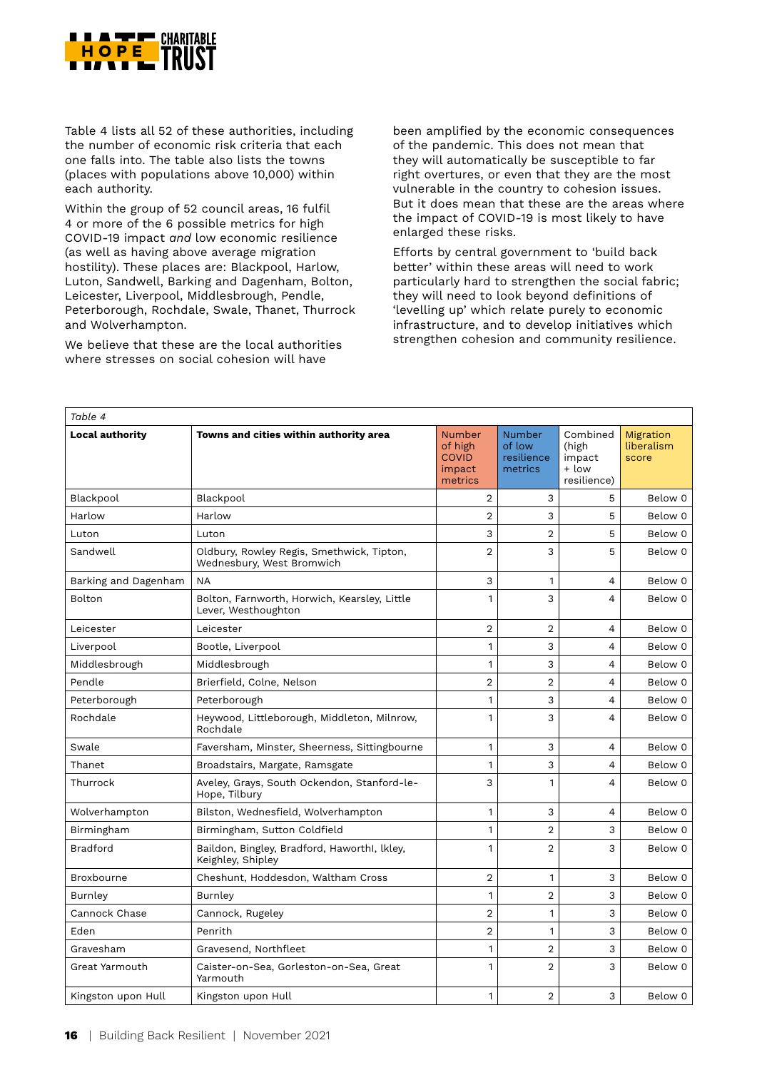Table 4 lists all 52 of these authorities, including the number of economic risk criteria that each one falls into. The table also lists the towns (places with populations above 10,000) within each authority.

Within the group of 52 council areas, 16 fulfil 4 or more of the 6 possible metrics for high COVID-19 impact *and* low economic resilience (as well as having above average migration hostility). These places are: Blackpool, Harlow, Luton, Sandwell, Barking and Dagenham, Bolton, Leicester, Liverpool, Middlesbrough, Pendle, Peterborough, Rochdale, Swale, Thanet, Thurrock and Wolverhampton.

We believe that these are the local authorities where stresses on social cohesion will have been amplified by the economic consequences of the pandemic. This does not mean that they will automatically be susceptible to far right overtures, or even that they are the most vulnerable in the country to cohesion issues. But it does mean that these are the areas where the impact of COVID-19 is most likely to have enlarged these risks.

Efforts by central government to 'build back better' within these areas will need to work particularly hard to strengthen the social fabric; they will need to look beyond definitions of 'levelling up' which relate purely to economic infrastructure, and to develop initiatives which strengthen cohesion and community resilience.

*Table 4*

| Local authority | Towns and cities within authority area | Number of high COVID impact metrics | Number of low resilience metrics | Combined (high impact + low resilience) | Migration liberalism score |
|---|---|---|---|---|---|
| Blackpool | Blackpool | 2 | 3 | 5 | Below 0 |
| Harlow | Harlow | 2 | 3 | 5 | Below 0 |
| Luton | Luton | 3 | 2 | 5 | Below 0 |
| Sandwell | Oldbury, Rowley Regis, Smethwick, Tipton, Wednesbury, West Bromwich | 2 | 3 | 5 | Below 0 |
| Barking and Dagenham | NA | 3 | 1 | 4 | Below 0 |
| Bolton | Bolton, Farnworth, Horwich, Kearsley, Little Lever, Westhoughton | 1 | 3 | 4 | Below 0 |
| Leicester | Leicester | 2 | 2 | 4 | Below 0 |
| Liverpool | Bootle, Liverpool | 1 | 3 | 4 | Below 0 |
| Middlesbrough | Middlesbrough | 1 | 3 | 4 | Below 0 |
| Pendle | Brierfield, Colne, Nelson | 2 | 2 | 4 | Below 0 |
| Peterborough | Peterborough | 1 | 3 | 4 | Below 0 |
| Rochdale | Heywood, Littleborough, Middleton, Milnrow, Rochdale | 1 | 3 | 4 | Below 0 |
| Swale | Faversham, Minster, Sheerness, Sittingbourne | 1 | 3 | 4 | Below 0 |
| Thanet | Broadstairs, Margate, Ramsgate | 1 | 3 | 4 | Below 0 |
| Thurrock | Aveley, Grays, South Ockendon, Stanford-le-Hope, Tilbury | 3 | 1 | 4 | Below 0 |
| Wolverhampton | Bilston, Wednesfield, Wolverhampton | 1 | 3 | 4 | Below 0 |
| Birmingham | Birmingham, Sutton Coldfield | 1 | 2 | 3 | Below 0 |
| Bradford | Baildon, Bingley, Bradford, Haworthl, Ikley, Keighley, Shipley | 1 | 2 | 3 | Below 0 |
| Broxbourne | Cheshunt, Hoddesdon, Waltham Cross | 2 | 1 | 3 | Below 0 |
| Burnley | Burnley | 1 | 2 | 3 | Below 0 |
| Cannock Chase | Cannock, Rugeley | 2 | 1 | 3 | Below 0 |
| Eden | Penrith | 2 | 1 | 3 | Below 0 |
| Gravesham | Gravesend, Northfleet | 1 | 2 | 3 | Below 0 |
| Great Yarmouth | Caister-on-Sea, Gorleston-on-Sea, Great Yarmouth | 1 | 2 | 3 | Below 0 |
| Kingston upon Hull | Kingston upon Hull | 1 | 2 | 3 | Below 0 |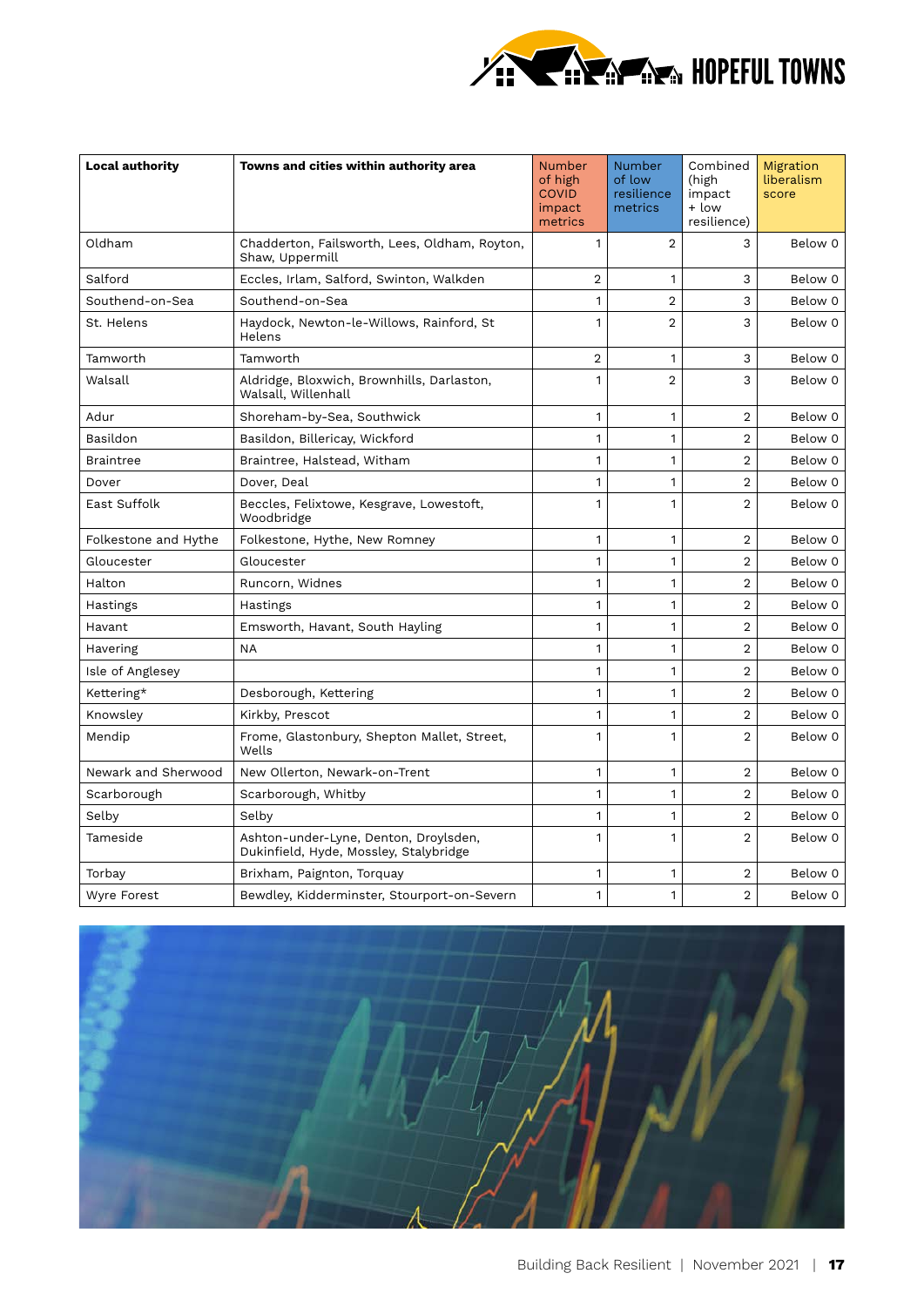| Local authority | Towns and cities within authority area | Number of high COVID impact metrics | Number of low resilience metrics | Combined (high impact + low resilience) | Migration liberalism score |
|---|---|---|---|---|---|
| Oldham | Chadderton, Failsworth, Lees, Oldham, Royton, Shaw, Uppermill | 1 | 2 | 3 | Below 0 |
| Salford | Eccles, Irlam, Salford, Swinton, Walkden | 2 | 1 | 3 | Below 0 |
| Southend-on-Sea | Southend-on-Sea | 1 | 2 | 3 | Below 0 |
| St. Helens | Haydock, Newton-le-Willows, Rainford, St Helens | 1 | 2 | 3 | Below 0 |
| Tamworth | Tamworth | 2 | 1 | 3 | Below 0 |
| Walsall | Aldridge, Bloxwich, Brownhills, Darlaston, Walsall, Willenhall | 1 | 2 | 3 | Below 0 |
| Adur | Shoreham-by-Sea, Southwick | 1 | 1 | 2 | Below 0 |
| Basildon | Basildon, Billericay, Wickford | 1 | 1 | 2 | Below 0 |
| Braintree | Braintree, Halstead, Witham | 1 | 1 | 2 | Below 0 |
| Dover | Dover, Deal | 1 | 1 | 2 | Below 0 |
| East Suffolk | Beccles, Felixtowe, Kesgrave, Lowestoft, Woodbridge | 1 | 1 | 2 | Below 0 |
| Folkestone and Hythe | Folkestone, Hythe, New Romney | 1 | 1 | 2 | Below 0 |
| Gloucester | Gloucester | 1 | 1 | 2 | Below 0 |
| Halton | Runcorn, Widnes | 1 | 1 | 2 | Below 0 |
| Hastings | Hastings | 1 | 1 | 2 | Below 0 |
| Havant | Emsworth, Havant, South Hayling | 1 | 1 | 2 | Below 0 |
| Havering | NA | 1 | 1 | 2 | Below 0 |
| Isle of Anglesey | | 1 | 1 | 2 | Below 0 |
| Kettering* | Desborough, Kettering | 1 | 1 | 2 | Below 0 |
| Knowsley | Kirkby, Prescot | 1 | 1 | 2 | Below 0 |
| Mendip | Frome, Glastonbury, Shepton Mallet, Street, Wells | 1 | 1 | 2 | Below 0 |
| Newark and Sherwood | New Ollerton, Newark-on-Trent | 1 | 1 | 2 | Below 0 |
| Scarborough | Scarborough, Whitby | 1 | 1 | 2 | Below 0 |
| Selby | Selby | 1 | 1 | 2 | Below 0 |
| Tameside | Ashton-under-Lyne, Denton, Droylsden, Dukinfield, Hyde, Mossley, Stalybridge | 1 | 1 | 2 | Below 0 |
| Torbay | Brixham, Paignton, Torquay | 1 | 1 | 2 | Below 0 |
| Wyre Forest | Bewdley, Kidderminster, Stourport-on-Severn | 1 | 1 | 2 | Below 0 |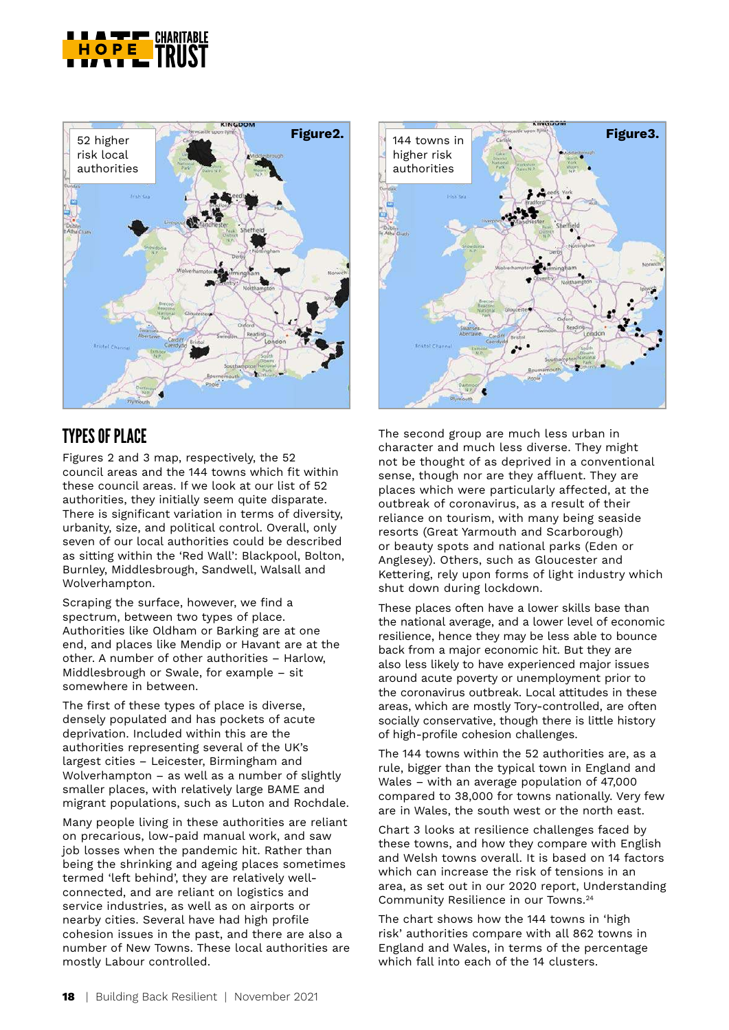52 higher risk local authorities

Figure2.

144 towns in higher risk authorities

Figure3.

## TYPES OF PLACE

Figures 2 and 3 map, respectively, the 52 council areas and the 144 towns which fit within these council areas. If we look at our list of 52 authorities, they initially seem quite disparate. There is significant variation in terms of diversity, urbanity, size, and political control. Overall, only seven of our local authorities could be described as sitting within the 'Red Wall': Blackpool, Bolton, Burnley, Middlesbrough, Sandwell, Walsall and Wolverhampton.

Scraping the surface, however, we find a spectrum, between two types of place. Authorities like Oldham or Barking are at one end, and places like Mendip or Havant are at the other. A number of other authorities – Harlow, Middlesbrough or Swale, for example – sit somewhere in between.

The first of these types of place is diverse, densely populated and has pockets of acute deprivation. Included within this are the authorities representing several of the UK's largest cities – Leicester, Birmingham and Wolverhampton – as well as a number of slightly smaller places, with relatively large BAME and migrant populations, such as Luton and Rochdale.

Many people living in these authorities are reliant on precarious, low-paid manual work, and saw job losses when the pandemic hit. Rather than being the shrinking and ageing places sometimes termed 'left behind', they are relatively well-connected, and are reliant on logistics and service industries, as well as on airports or nearby cities. Several have had high profile cohesion issues in the past, and there are also a number of New Towns. These local authorities are mostly Labour controlled.

The second group are much less urban in character and much less diverse. They might not be thought of as deprived in a conventional sense, though nor are they affluent. They are places which were particularly affected, at the outbreak of coronavirus, as a result of their reliance on tourism, with many being seaside resorts (Great Yarmouth and Scarborough) or beauty spots and national parks (Eden or Anglesey). Others, such as Gloucester and Kettering, rely upon forms of light industry which shut down during lockdown.

These places often have a lower skills base than the national average, and a lower level of economic resilience, hence they may be less able to bounce back from a major economic hit. But they are also less likely to have experienced major issues around acute poverty or unemployment prior to the coronavirus outbreak. Local attitudes in these areas, which are mostly Tory-controlled, are often socially conservative, though there is little history of high-profile cohesion challenges.

The 144 towns within the 52 authorities are, as a rule, bigger than the typical town in England and Wales – with an average population of 47,000 compared to 38,000 for towns nationally. Very few are in Wales, the south west or the north east.

Chart 3 looks at resilience challenges faced by these towns, and how they compare with English and Welsh towns overall. It is based on 14 factors which can increase the risk of tensions in an area, as set out in our 2020 report, Understanding Community Resilience in our Towns.[24]

The chart shows how the 144 towns in 'high risk' authorities compare with all 862 towns in England and Wales, in terms of the percentage which fall into each of the 14 clusters.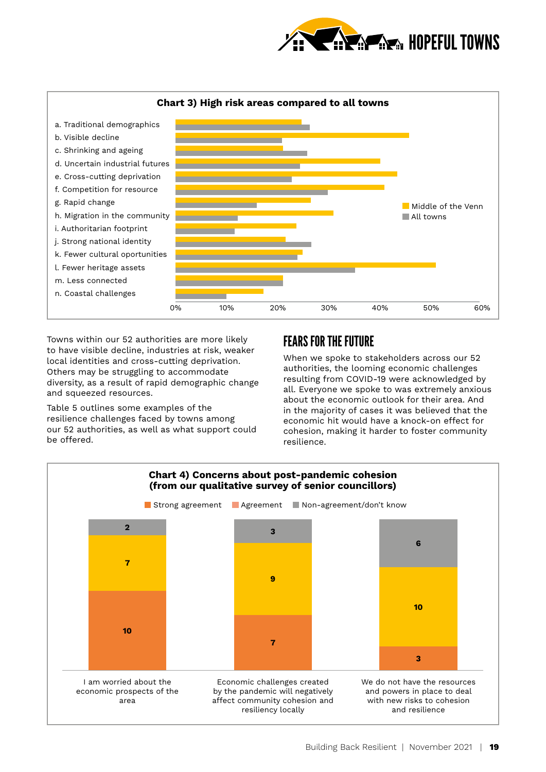**Chart 3) High risk areas compared to all towns**

| | Middle of the Venn | All towns |
|---|---|---|
| a. Traditional demographics | | |
| b. Visible decline | | |
| c. Shrinking and ageing | | |
| d. Uncertain industrial futures | | |
| e. Cross-cutting deprivation | | |
| f. Competition for resource | | |
| g. Rapid change | | |
| h. Migration in the community | | |
| i. Authoritarian footprint | | |
| j. Strong national identity | | |
| k. Fewer cultural oportunities | | |
| l. Fewer heritage assets | | |
| m. Less connected | | |
| n. Coastal challenges | | |

0% 10% 20% 30% 40% 50% 60%

Towns within our 52 authorities are more likely to have visible decline, industries at risk, weaker local identities and cross-cutting deprivation. Others may be struggling to accommodate diversity, as a result of rapid demographic change and squeezed resources.

Table 5 outlines some examples of the resilience challenges faced by towns among our 52 authorities, as well as what support could be offered.

## FEARS FOR THE FUTURE

When we spoke to stakeholders across our 52 authorities, the looming economic challenges resulting from COVID-19 were acknowledged by all. Everyone we spoke to was extremely anxious about the economic outlook for their area. And in the majority of cases it was believed that the economic hit would have a knock-on effect for cohesion, making it harder to foster community resilience.

**Chart 4) Concerns about post-pandemic cohesion (from our qualitative survey of senior councillors)**

| | Strong agreement | Agreement | Non-agreement/don't know |
|---|---|---|---|
| I am worried about the economic prospects of the area | 10 | 7 | 2 |
| Economic challenges created by the pandemic will negatively affect community cohesion and resiliency locally | 7 | 9 | 3 |
| We do not have the resources and powers in place to deal with new risks to cohesion and resilience | 3 | 10 | 6 |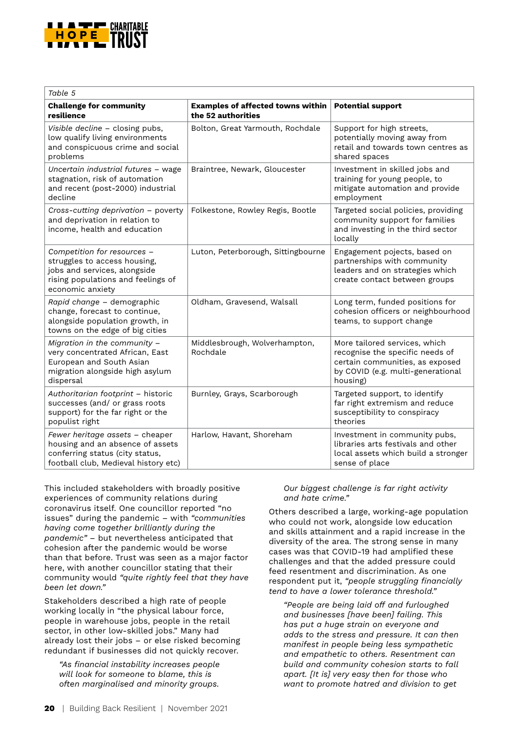| Table 5 | | |
|---|---|---|
| **Challenge for community resilience** | **Examples of affected towns within the 52 authorities** | **Potential support** |
| *Visible decline* – closing pubs, low qualify living environments and conspicuous crime and social problems | Bolton, Great Yarmouth, Rochdale | Support for high streets, potentially moving away from retail and towards town centres as shared spaces |
| *Uncertain industrial futures* – wage stagnation, risk of automation and recent (post-2000) industrial decline | Braintree, Newark, Gloucester | Investment in skilled jobs and training for young people, to mitigate automation and provide employment |
| *Cross-cutting deprivation* – poverty and deprivation in relation to income, health and education | Folkestone, Rowley Regis, Bootle | Targeted social policies, providing community support for families and investing in the third sector locally |
| *Competition for resources* – struggles to access housing, jobs and services, alongside rising populations and feelings of economic anxiety | Luton, Peterborough, Sittingbourne | Engagement pojects, based on partnerships with community leaders and on strategies which create contact between groups |
| *Rapid change* – demographic change, forecast to continue, alongside population growth, in towns on the edge of big cities | Oldham, Gravesend, Walsall | Long term, funded positions for cohesion officers or neighbourhood teams, to support change |
| *Migration in the community* – very concentrated African, East European and South Asian migration alongside high asylum dispersal | Middlesbrough, Wolverhampton, Rochdale | More tailored services, which recognise the specific needs of certain communities, as exposed by COVID (e.g. multi-generational housing) |
| *Authoritarian footprint* – historic successes (and/ or grass roots support) for the far right or the populist right | Burnley, Grays, Scarborough | Targeted support, to identify far right extremism and reduce susceptibility to conspiracy theories |
| *Fewer heritage assets* – cheaper housing and an absence of assets conferring status (city status, football club, Medieval history etc) | Harlow, Havant, Shoreham | Investment in community pubs, libraries arts festivals and other local assets which build a stronger sense of place |

This included stakeholders with broadly positive experiences of community relations during coronavirus itself. One councillor reported "no issues" during the pandemic – with *"communities having come together brilliantly during the pandemic"* – but nevertheless anticipated that cohesion after the pandemic would be worse than that before. Trust was seen as a major factor here, with another councillor stating that their community would *"quite rightly feel that they have been let down."*

Stakeholders described a high rate of people working locally in "the physical labour force, people in warehouse jobs, people in the retail sector, in other low-skilled jobs." Many had already lost their jobs – or else risked becoming redundant if businesses did not quickly recover.

> *"As financial instability increases people will look for someone to blame, this is often marginalised and minority groups. Our biggest challenge is far right activity and hate crime."*

Others described a large, working-age population who could not work, alongside low education and skills attainment and a rapid increase in the diversity of the area. The strong sense in many cases was that COVID-19 had amplified these challenges and that the added pressure could feed resentment and discrimination. As one respondent put it, *"people struggling financially tend to have a lower tolerance threshold."*

> *"People are being laid off and furloughed and businesses [have been] failing. This has put a huge strain on everyone and adds to the stress and pressure. It can then manifest in people being less sympathetic and empathetic to others. Resentment can build and community cohesion starts to fall apart. [It is] very easy then for those who want to promote hatred and division to get*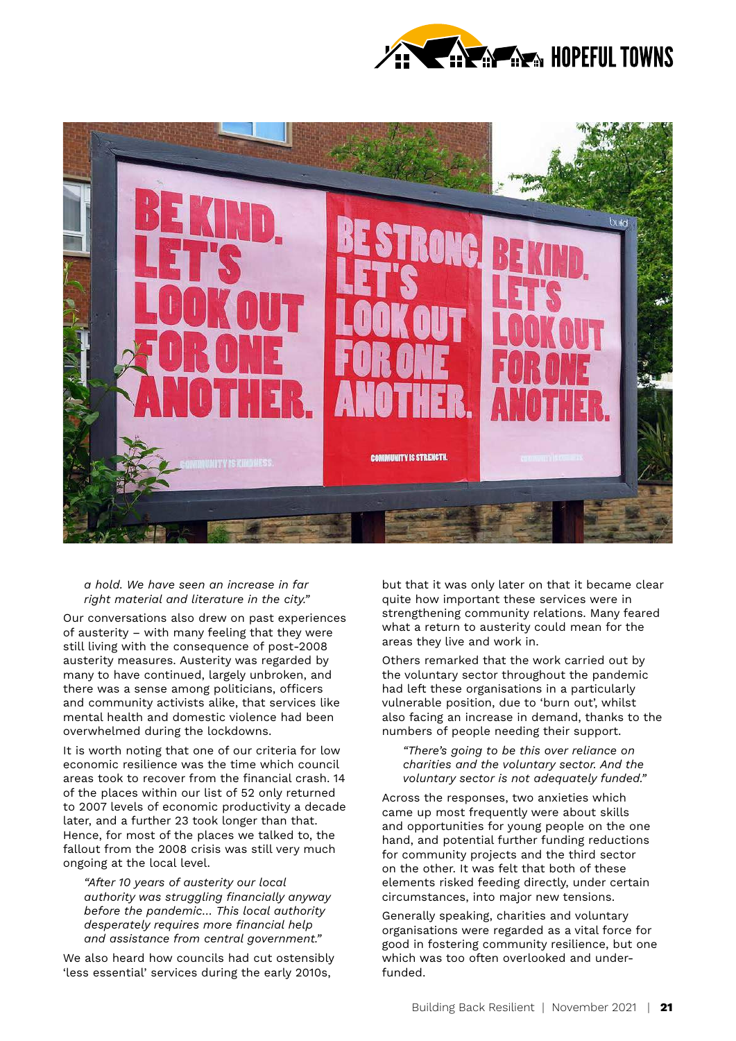*a hold. We have seen an increase in far right material and literature in the city."*

Our conversations also drew on past experiences of austerity – with many feeling that they were still living with the consequence of post-2008 austerity measures. Austerity was regarded by many to have continued, largely unbroken, and there was a sense among politicians, officers and community activists alike, that services like mental health and domestic violence had been overwhelmed during the lockdowns.

It is worth noting that one of our criteria for low economic resilience was the time which council areas took to recover from the financial crash. 14 of the places within our list of 52 only returned to 2007 levels of economic productivity a decade later, and a further 23 took longer than that. Hence, for most of the places we talked to, the fallout from the 2008 crisis was still very much ongoing at the local level.

> *"After 10 years of austerity our local authority was struggling financially anyway before the pandemic... This local authority desperately requires more financial help and assistance from central government."*

We also heard how councils had cut ostensibly 'less essential' services during the early 2010s, but that it was only later on that it became clear quite how important these services were in strengthening community relations. Many feared what a return to austerity could mean for the areas they live and work in.

Others remarked that the work carried out by the voluntary sector throughout the pandemic had left these organisations in a particularly vulnerable position, due to 'burn out', whilst also facing an increase in demand, thanks to the numbers of people needing their support.

> *"There's going to be this over reliance on charities and the voluntary sector. And the voluntary sector is not adequately funded."*

Across the responses, two anxieties which came up most frequently were about skills and opportunities for young people on the one hand, and potential further funding reductions for community projects and the third sector on the other. It was felt that both of these elements risked feeding directly, under certain circumstances, into major new tensions.

Generally speaking, charities and voluntary organisations were regarded as a vital force for good in fostering community resilience, but one which was too often overlooked and under-funded.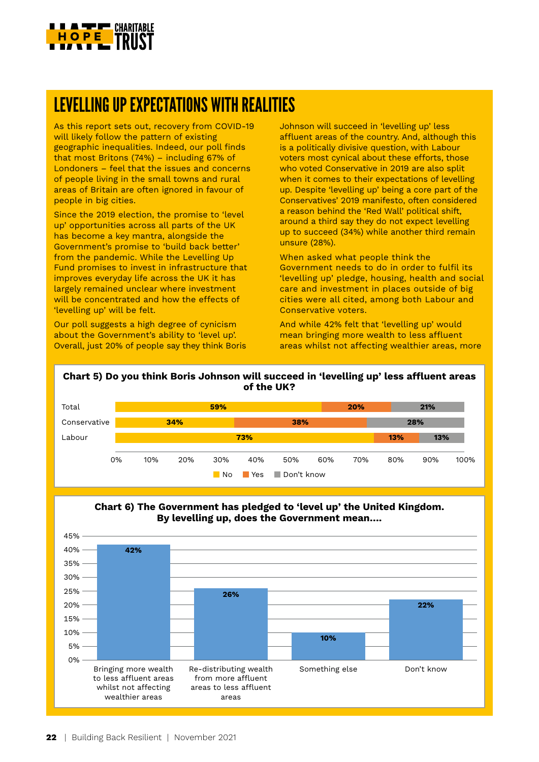## LEVELLING UP EXPECTATIONS WITH REALITIES

As this report sets out, recovery from COVID-19 will likely follow the pattern of existing geographic inequalities. Indeed, our poll finds that most Britons (74%) – including 67% of Londoners – feel that the issues and concerns of people living in the small towns and rural areas of Britain are often ignored in favour of people in big cities.

Since the 2019 election, the promise to 'level up' opportunities across all parts of the UK has become a key mantra, alongside the Government's promise to 'build back better' from the pandemic. While the Levelling Up Fund promises to invest in infrastructure that improves everyday life across the UK it has largely remained unclear where investment will be concentrated and how the effects of 'levelling up' will be felt.

Our poll suggests a high degree of cynicism about the Government's ability to 'level up'. Overall, just 20% of people say they think Boris Johnson will succeed in 'levelling up' less affluent areas of the country. And, although this is a politically divisive question, with Labour voters most cynical about these efforts, those who voted Conservative in 2019 are also split when it comes to their expectations of levelling up. Despite 'levelling up' being a core part of the Conservatives' 2019 manifesto, often considered a reason behind the 'Red Wall' political shift, around a third say they do not expect levelling up to succeed (34%) while another third remain unsure (28%).

When asked what people think the Government needs to do in order to fulfil its 'levelling up' pledge, housing, health and social care and investment in places outside of big cities were all cited, among both Labour and Conservative voters.

And while 42% felt that 'levelling up' would mean bringing more wealth to less affluent areas whilst not affecting wealthier areas, more

**Chart 5) Do you think Boris Johnson will succeed in 'levelling up' less affluent areas of the UK?**

| | No | Yes | Don't know |
|---|---|---|---|
| Total | 59% | 20% | 21% |
| Conservative | 34% | 38% | 28% |
| Labour | 73% | 13% | 13% |

**Chart 6) The Government has pledged to 'level up' the United Kingdom. By levelling up, does the Government mean....**

| Response | % |
|---|---|
| Bringing more wealth to less affluent areas whilst not affecting wealthier areas | 42% |
| Re-distributing wealth from more affluent areas to less affluent areas | 26% |
| Something else | 10% |
| Don't know | 22% |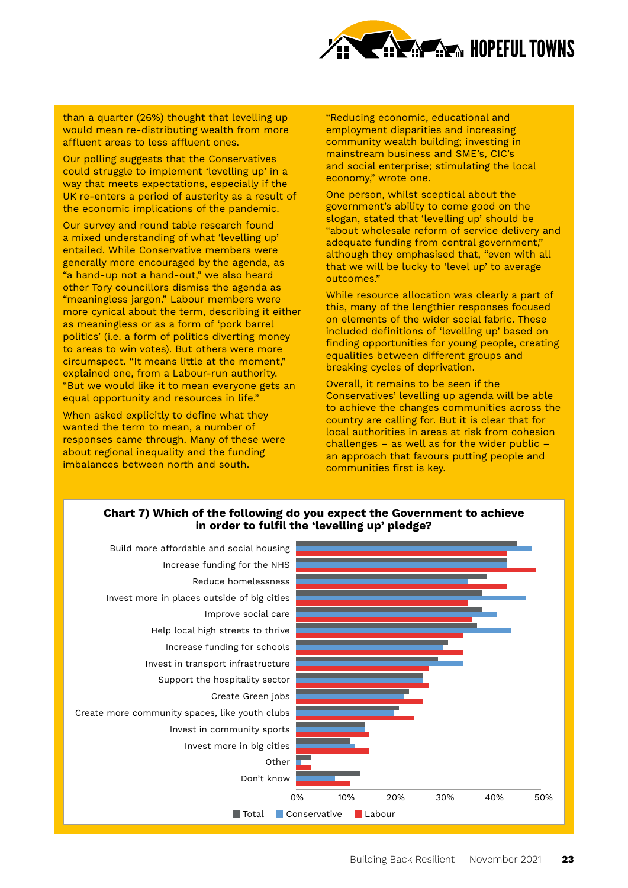than a quarter (26%) thought that levelling up would mean re-distributing wealth from more affluent areas to less affluent ones.

Our polling suggests that the Conservatives could struggle to implement 'levelling up' in a way that meets expectations, especially if the UK re-enters a period of austerity as a result of the economic implications of the pandemic.

Our survey and round table research found a mixed understanding of what 'levelling up' entailed. While Conservative members were generally more encouraged by the agenda, as "a hand-up not a hand-out," we also heard other Tory councillors dismiss the agenda as "meaningless jargon." Labour members were more cynical about the term, describing it either as meaningless or as a form of 'pork barrel politics' (i.e. a form of politics diverting money to areas to win votes). But others were more circumspect. "It means little at the moment," explained one, from a Labour-run authority. "But we would like it to mean everyone gets an equal opportunity and resources in life."

When asked explicitly to define what they wanted the term to mean, a number of responses came through. Many of these were about regional inequality and the funding imbalances between north and south.

"Reducing economic, educational and employment disparities and increasing community wealth building; investing in mainstream business and SME's, CIC's and social enterprise; stimulating the local economy," wrote one.

One person, whilst sceptical about the government's ability to come good on the slogan, stated that 'levelling up' should be "about wholesale reform of service delivery and adequate funding from central government," although they emphasised that, "even with all that we will be lucky to 'level up' to average outcomes."

While resource allocation was clearly a part of this, many of the lengthier responses focused on elements of the wider social fabric. These included definitions of 'levelling up' based on finding opportunities for young people, creating equalities between different groups and breaking cycles of deprivation.

Overall, it remains to be seen if the Conservatives' levelling up agenda will be able to achieve the changes communities across the country are calling for. But it is clear that for local authorities in areas at risk from cohesion challenges – as well as for the wider public – an approach that favours putting people and communities first is key.

**Chart 7) Which of the following do you expect the Government to achieve in order to fulfil the 'levelling up' pledge?**

| Option | Total | Conservative | Labour |
|---|---|---|---|
| Build more affordable and social housing | 45% | 48% | 43% |
| Increase funding for the NHS | 43% | 43% | 49% |
| Reduce homelessness | 39% | 35% | 43% |
| Invest more in places outside of big cities | 38% | 47% | 35% |
| Improve social care | 38% | 41% | 36% |
| Help local high streets to thrive | 37% | 44% | 34% |
| Increase funding for schools | 31% | 30% | 34% |
| Invest in transport infrastructure | 29% | 34% | 27% |
| Support the hospitality sector | 26% | 26% | 27% |
| Create Green jobs | 23% | 22% | 26% |
| Create more community spaces, like youth clubs | 21% | 20% | 24% |
| Invest in community sports | 14% | 14% | 15% |
| Invest more in big cities | 11% | 12% | 15% |
| Other | 3% | 1% | 3% |
| Don't know | 13% | 8% | 11% |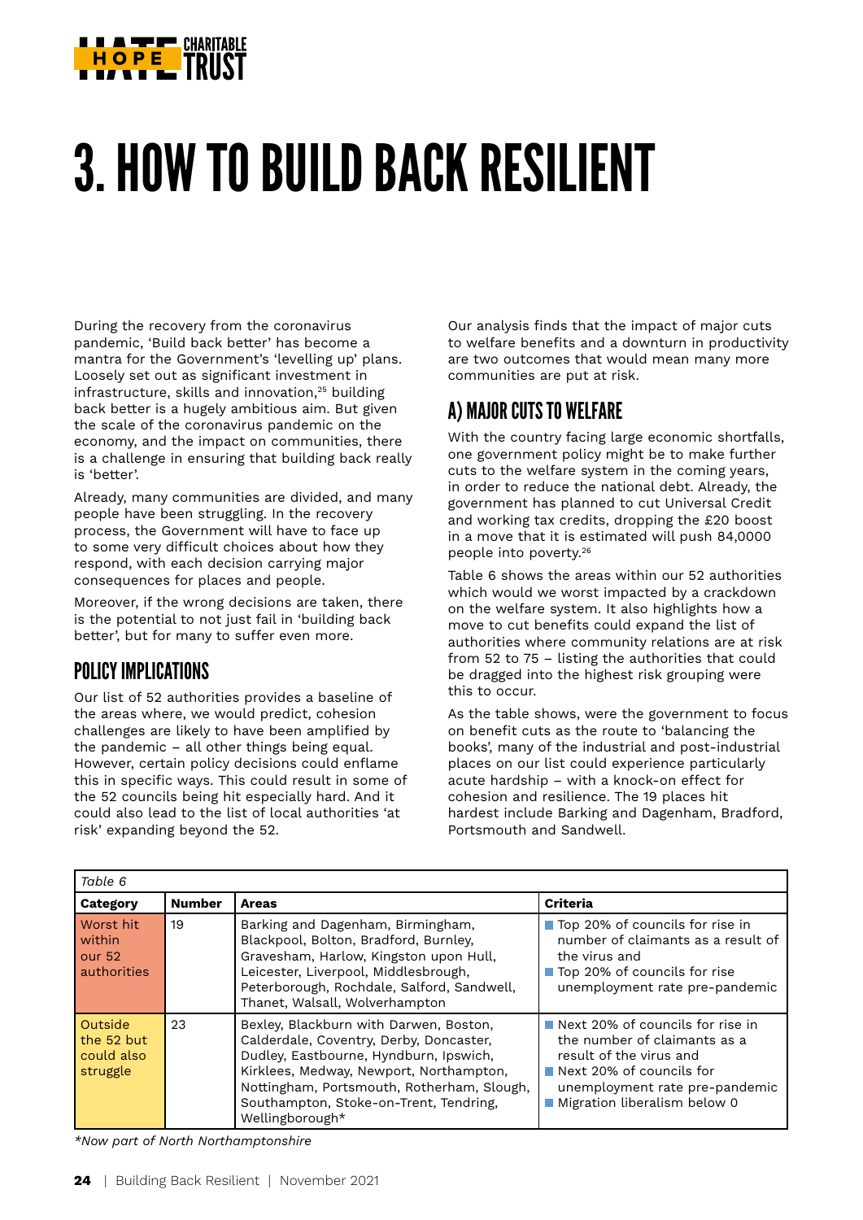# 3. HOW TO BUILD BACK RESILIENT

During the recovery from the coronavirus pandemic, 'Build back better' has become a mantra for the Government's 'levelling up' plans. Loosely set out as significant investment in infrastructure, skills and innovation,[25] building back better is a hugely ambitious aim. But given the scale of the coronavirus pandemic on the economy, and the impact on communities, there is a challenge in ensuring that building back really is 'better'.

Already, many communities are divided, and many people have been struggling. In the recovery process, the Government will have to face up to some very difficult choices about how they respond, with each decision carrying major consequences for places and people.

Moreover, if the wrong decisions are taken, there is the potential to not just fail in 'building back better', but for many to suffer even more.

## POLICY IMPLICATIONS

Our list of 52 authorities provides a baseline of the areas where, we would predict, cohesion challenges are likely to have been amplified by the pandemic – all other things being equal. However, certain policy decisions could enflame this in specific ways. This could result in some of the 52 councils being hit especially hard. And it could also lead to the list of local authorities 'at risk' expanding beyond the 52.

Our analysis finds that the impact of major cuts to welfare benefits and a downturn in productivity are two outcomes that would mean many more communities are put at risk.

### A) MAJOR CUTS TO WELFARE

With the country facing large economic shortfalls, one government policy might be to make further cuts to the welfare system in the coming years, in order to reduce the national debt. Already, the government has planned to cut Universal Credit and working tax credits, dropping the £20 boost in a move that it is estimated will push 84,0000 people into poverty.[26]

Table 6 shows the areas within our 52 authorities which would we worst impacted by a crackdown on the welfare system. It also highlights how a move to cut benefits could expand the list of authorities where community relations are at risk from 52 to 75 – listing the authorities that could be dragged into the highest risk grouping were this to occur.

As the table shows, were the government to focus on benefit cuts as the route to 'balancing the books', many of the industrial and post-industrial places on our list could experience particularly acute hardship – with a knock-on effect for cohesion and resilience. The 19 places hit hardest include Barking and Dagenham, Bradford, Portsmouth and Sandwell.

*Table 6*

| Category | Number | Areas | Criteria |
|---|---|---|---|
| Worst hit within our 52 authorities | 19 | Barking and Dagenham, Birmingham, Blackpool, Bolton, Bradford, Burnley, Gravesham, Harlow, Kingston upon Hull, Leicester, Liverpool, Middlesbrough, Peterborough, Rochdale, Salford, Sandwell, Thanet, Walsall, Wolverhampton | ■ Top 20% of councils for rise in number of claimants as a result of the virus and<br>■ Top 20% of councils for rise unemployment rate pre-pandemic |
| Outside the 52 but could also struggle | 23 | Bexley, Blackburn with Darwen, Boston, Calderdale, Coventry, Derby, Doncaster, Dudley, Eastbourne, Hyndburn, Ipswich, Kirklees, Medway, Newport, Northampton, Nottingham, Portsmouth, Rotherham, Slough, Southampton, Stoke-on-Trent, Tendring, Wellingborough* | ■ Next 20% of councils for rise in the number of claimants as a result of the virus and<br>■ Next 20% of councils for unemployment rate pre-pandemic<br>■ Migration liberalism below 0 |

*\*Now part of North Northamptonshire*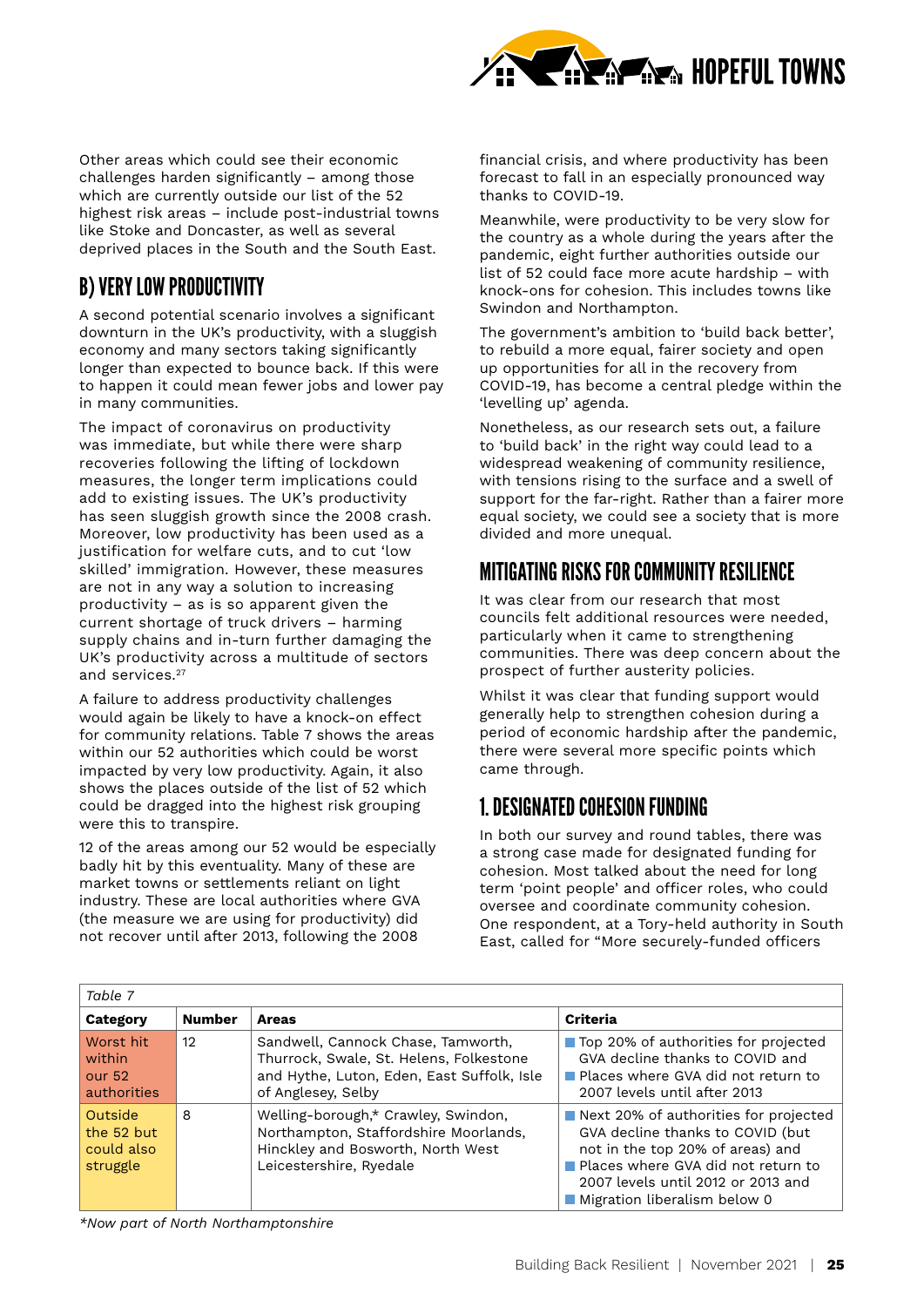Other areas which could see their economic challenges harden significantly – among those which are currently outside our list of the 52 highest risk areas – include post-industrial towns like Stoke and Doncaster, as well as several deprived places in the South and the South East.

## B) VERY LOW PRODUCTIVITY

A second potential scenario involves a significant downturn in the UK's productivity, with a sluggish economy and many sectors taking significantly longer than expected to bounce back. If this were to happen it could mean fewer jobs and lower pay in many communities.

The impact of coronavirus on productivity was immediate, but while there were sharp recoveries following the lifting of lockdown measures, the longer term implications could add to existing issues. The UK's productivity has seen sluggish growth since the 2008 crash. Moreover, low productivity has been used as a justification for welfare cuts, and to cut 'low skilled' immigration. However, these measures are not in any way a solution to increasing productivity – as is so apparent given the current shortage of truck drivers – harming supply chains and in-turn further damaging the UK's productivity across a multitude of sectors and services.[27]

A failure to address productivity challenges would again be likely to have a knock-on effect for community relations. Table 7 shows the areas within our 52 authorities which could be worst impacted by very low productivity. Again, it also shows the places outside of the list of 52 which could be dragged into the highest risk grouping were this to transpire.

12 of the areas among our 52 would be especially badly hit by this eventuality. Many of these are market towns or settlements reliant on light industry. These are local authorities where GVA (the measure we are using for productivity) did not recover until after 2013, following the 2008 financial crisis, and where productivity has been forecast to fall in an especially pronounced way thanks to COVID-19.

Meanwhile, were productivity to be very slow for the country as a whole during the years after the pandemic, eight further authorities outside our list of 52 could face more acute hardship – with knock-ons for cohesion. This includes towns like Swindon and Northampton.

The government's ambition to 'build back better', to rebuild a more equal, fairer society and open up opportunities for all in the recovery from COVID-19, has become a central pledge within the 'levelling up' agenda.

Nonetheless, as our research sets out, a failure to 'build back' in the right way could lead to a widespread weakening of community resilience, with tensions rising to the surface and a swell of support for the far-right. Rather than a fairer more equal society, we could see a society that is more divided and more unequal.

## MITIGATING RISKS FOR COMMUNITY RESILIENCE

It was clear from our research that most councils felt additional resources were needed, particularly when it came to strengthening communities. There was deep concern about the prospect of further austerity policies.

Whilst it was clear that funding support would generally help to strengthen cohesion during a period of economic hardship after the pandemic, there were several more specific points which came through.

### 1. DESIGNATED COHESION FUNDING

In both our survey and round tables, there was a strong case made for designated funding for cohesion. Most talked about the need for long term 'point people' and officer roles, who could oversee and coordinate community cohesion. One respondent, at a Tory-held authority in South East, called for "More securely-funded officers

*Table 7*

| Category | Number | Areas | Criteria |
|---|---|---|---|
| Worst hit within our 52 authorities | 12 | Sandwell, Cannock Chase, Tamworth, Thurrock, Swale, St. Helens, Folkestone and Hythe, Luton, Eden, East Suffolk, Isle of Anglesey, Selby | Top 20% of authorities for projected GVA decline thanks to COVID and; Places where GVA did not return to 2007 levels until after 2013 |
| Outside the 52 but could also struggle | 8 | Welling-borough,* Crawley, Swindon, Northampton, Staffordshire Moorlands, Hinckley and Bosworth, North West Leicestershire, Ryedale | Next 20% of authorities for projected GVA decline thanks to COVID (but not in the top 20% of areas) and; Places where GVA did not return to 2007 levels until 2012 or 2013 and; Migration liberalism below 0 |

*Now part of North Northamptonshire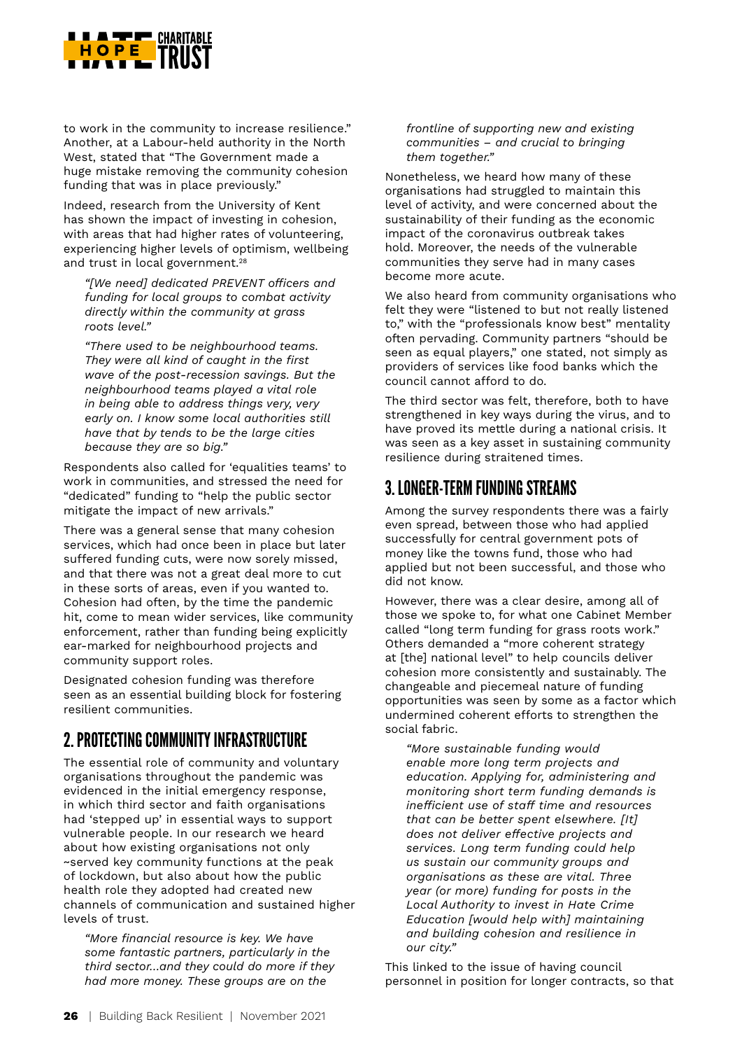to work in the community to increase resilience." Another, at a Labour-held authority in the North West, stated that "The Government made a huge mistake removing the community cohesion funding that was in place previously."

Indeed, research from the University of Kent has shown the impact of investing in cohesion, with areas that had higher rates of volunteering, experiencing higher levels of optimism, wellbeing and trust in local government.[28]

> *"[We need] dedicated PREVENT officers and funding for local groups to combat activity directly within the community at grass roots level."*

> *"There used to be neighbourhood teams. They were all kind of caught in the first wave of the post-recession savings. But the neighbourhood teams played a vital role in being able to address things very, very early on. I know some local authorities still have that by tends to be the large cities because they are so big."*

Respondents also called for 'equalities teams' to work in communities, and stressed the need for "dedicated" funding to "help the public sector mitigate the impact of new arrivals."

There was a general sense that many cohesion services, which had once been in place but later suffered funding cuts, were now sorely missed, and that there was not a great deal more to cut in these sorts of areas, even if you wanted to. Cohesion had often, by the time the pandemic hit, come to mean wider services, like community enforcement, rather than funding being explicitly ear-marked for neighbourhood projects and community support roles.

Designated cohesion funding was therefore seen as an essential building block for fostering resilient communities.

## 2. PROTECTING COMMUNITY INFRASTRUCTURE

The essential role of community and voluntary organisations throughout the pandemic was evidenced in the initial emergency response, in which third sector and faith organisations had 'stepped up' in essential ways to support vulnerable people. In our research we heard about how existing organisations not only ~served key community functions at the peak of lockdown, but also about how the public health role they adopted had created new channels of communication and sustained higher levels of trust.

> *"More financial resource is key. We have some fantastic partners, particularly in the third sector...and they could do more if they had more money. These groups are on the frontline of supporting new and existing communities – and crucial to bringing them together."*

Nonetheless, we heard how many of these organisations had struggled to maintain this level of activity, and were concerned about the sustainability of their funding as the economic impact of the coronavirus outbreak takes hold. Moreover, the needs of the vulnerable communities they serve had in many cases become more acute.

We also heard from community organisations who felt they were "listened to but not really listened to," with the "professionals know best" mentality often pervading. Community partners "should be seen as equal players," one stated, not simply as providers of services like food banks which the council cannot afford to do.

The third sector was felt, therefore, both to have strengthened in key ways during the virus, and to have proved its mettle during a national crisis. It was seen as a key asset in sustaining community resilience during straitened times.

## 3. LONGER-TERM FUNDING STREAMS

Among the survey respondents there was a fairly even spread, between those who had applied successfully for central government pots of money like the towns fund, those who had applied but not been successful, and those who did not know.

However, there was a clear desire, among all of those we spoke to, for what one Cabinet Member called "long term funding for grass roots work." Others demanded a "more coherent strategy at [the] national level" to help councils deliver cohesion more consistently and sustainably. The changeable and piecemeal nature of funding opportunities was seen by some as a factor which undermined coherent efforts to strengthen the social fabric.

> *"More sustainable funding would enable more long term projects and education. Applying for, administering and monitoring short term funding demands is inefficient use of staff time and resources that can be better spent elsewhere. [It] does not deliver effective projects and services. Long term funding could help us sustain our community groups and organisations as these are vital. Three year (or more) funding for posts in the Local Authority to invest in Hate Crime Education [would help with] maintaining and building cohesion and resilience in our city."*

This linked to the issue of having council personnel in position for longer contracts, so that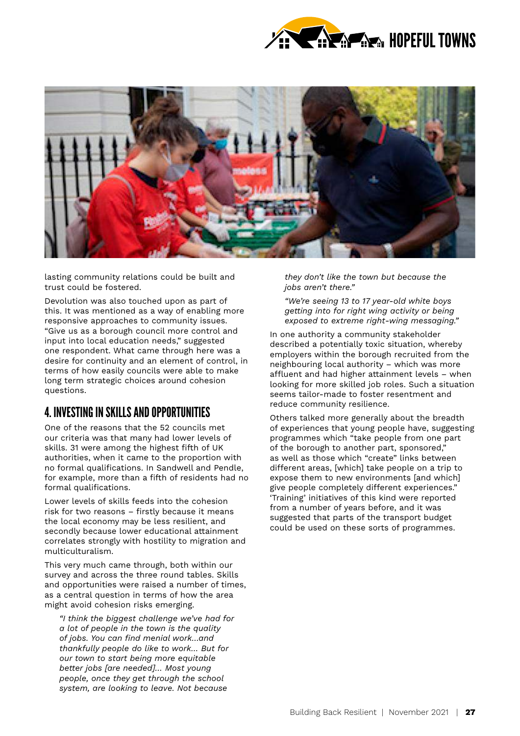lasting community relations could be built and trust could be fostered.

Devolution was also touched upon as part of this. It was mentioned as a way of enabling more responsive approaches to community issues. "Give us as a borough council more control and input into local education needs," suggested one respondent. What came through here was a desire for continuity and an element of control, in terms of how easily councils were able to make long term strategic choices around cohesion questions.

## 4. INVESTING IN SKILLS AND OPPORTUNITIES

One of the reasons that the 52 councils met our criteria was that many had lower levels of skills. 31 were among the highest fifth of UK authorities, when it came to the proportion with no formal qualifications. In Sandwell and Pendle, for example, more than a fifth of residents had no formal qualifications.

Lower levels of skills feeds into the cohesion risk for two reasons – firstly because it means the local economy may be less resilient, and secondly because lower educational attainment correlates strongly with hostility to migration and multiculturalism.

This very much came through, both within our survey and across the three round tables. Skills and opportunities were raised a number of times, as a central question in terms of how the area might avoid cohesion risks emerging.

> *"I think the biggest challenge we've had for a lot of people in the town is the quality of jobs. You can find menial work...and thankfully people do like to work... But for our town to start being more equitable better jobs [are needed]... Most young people, once they get through the school system, are looking to leave. Not because they don't like the town but because the jobs aren't there."*

> *"We're seeing 13 to 17 year-old white boys getting into for right wing activity or being exposed to extreme right-wing messaging."*

In one authority a community stakeholder described a potentially toxic situation, whereby employers within the borough recruited from the neighbouring local authority – which was more affluent and had higher attainment levels – when looking for more skilled job roles. Such a situation seems tailor-made to foster resentment and reduce community resilience.

Others talked more generally about the breadth of experiences that young people have, suggesting programmes which "take people from one part of the borough to another part, sponsored," as well as those which "create" links between different areas, [which] take people on a trip to expose them to new environments [and which] give people completely different experiences." 'Training' initiatives of this kind were reported from a number of years before, and it was suggested that parts of the transport budget could be used on these sorts of programmes.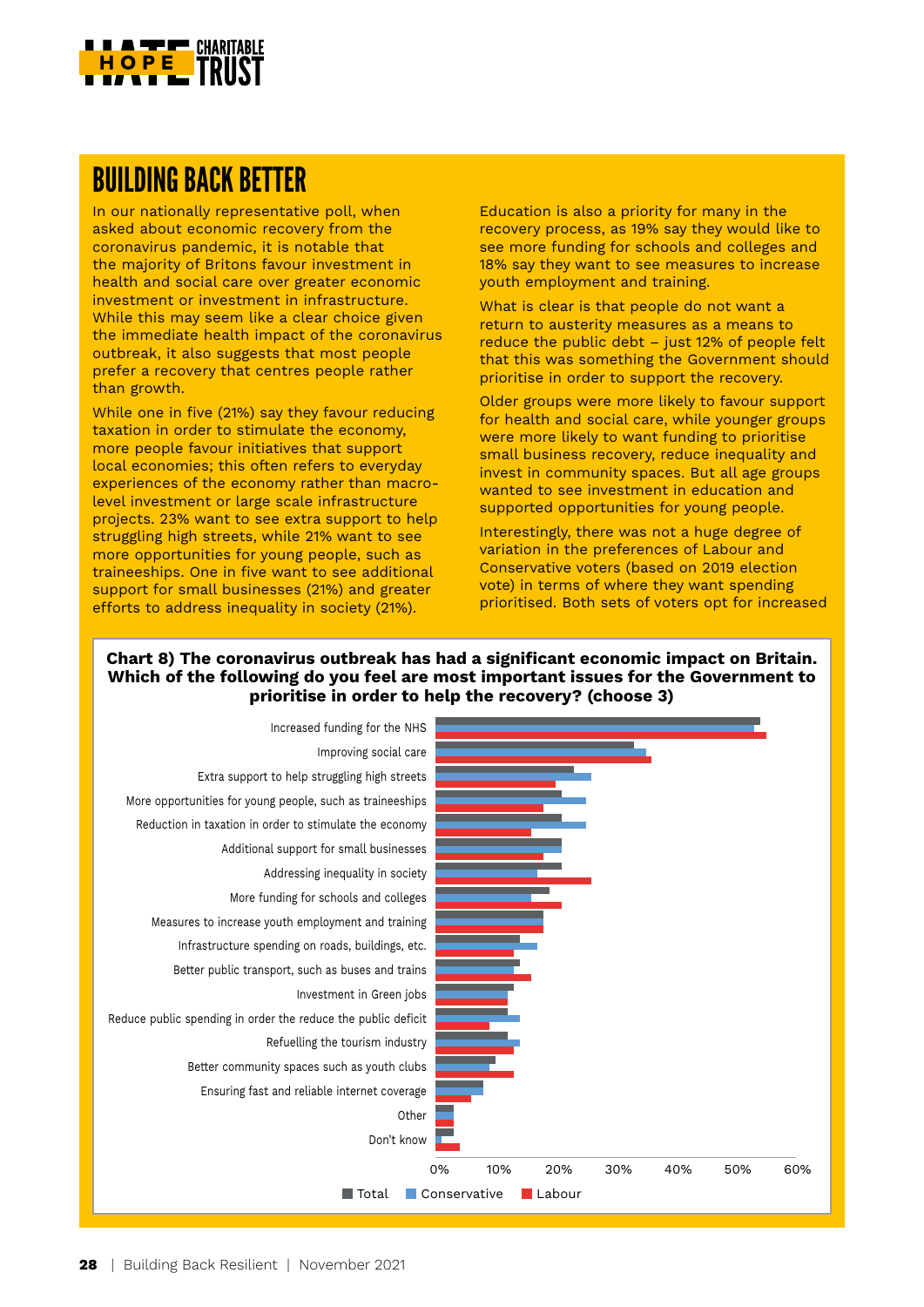# BUILDING BACK BETTER

In our nationally representative poll, when asked about economic recovery from the coronavirus pandemic, it is notable that the majority of Britons favour investment in health and social care over greater economic investment or investment in infrastructure. While this may seem like a clear choice given the immediate health impact of the coronavirus outbreak, it also suggests that most people prefer a recovery that centres people rather than growth.

While one in five (21%) say they favour reducing taxation in order to stimulate the economy, more people favour initiatives that support local economies; this often refers to everyday experiences of the economy rather than macro-level investment or large scale infrastructure projects. 23% want to see extra support to help struggling high streets, while 21% want to see more opportunities for young people, such as traineeships. One in five want to see additional support for small businesses (21%) and greater efforts to address inequality in society (21%).

Education is also a priority for many in the recovery process, as 19% say they would like to see more funding for schools and colleges and 18% say they want to see measures to increase youth employment and training.

What is clear is that people do not want a return to austerity measures as a means to reduce the public debt – just 12% of people felt that this was something the Government should prioritise in order to support the recovery.

Older groups were more likely to favour support for health and social care, while younger groups were more likely to want funding to prioritise small business recovery, reduce inequality and invest in community spaces. But all age groups wanted to see investment in education and supported opportunities for young people.

Interestingly, there was not a huge degree of variation in the preferences of Labour and Conservative voters (based on 2019 election vote) in terms of where they want spending prioritised. Both sets of voters opt for increased

**Chart 8) The coronavirus outbreak has had a significant economic impact on Britain. Which of the following do you feel are most important issues for the Government to prioritise in order to help the recovery? (choose 3)**

Categories (Total, Conservative, Labour):
- Increased funding for the NHS
- Improving social care
- Extra support to help struggling high streets
- More opportunities for young people, such as traineeships
- Reduction in taxation in order to stimulate the economy
- Additional support for small businesses
- Addressing inequality in society
- More funding for schools and colleges
- Measures to increase youth employment and training
- Infrastructure spending on roads, buildings, etc.
- Better public transport, such as buses and trains
- Investment in Green jobs
- Reduce public spending in order the reduce the public deficit
- Refuelling the tourism industry
- Better community spaces such as youth clubs
- Ensuring fast and reliable internet coverage
- Other
- Don't know

Axis: 0% 10% 20% 30% 40% 50% 60%

Legend: Total, Conservative, Labour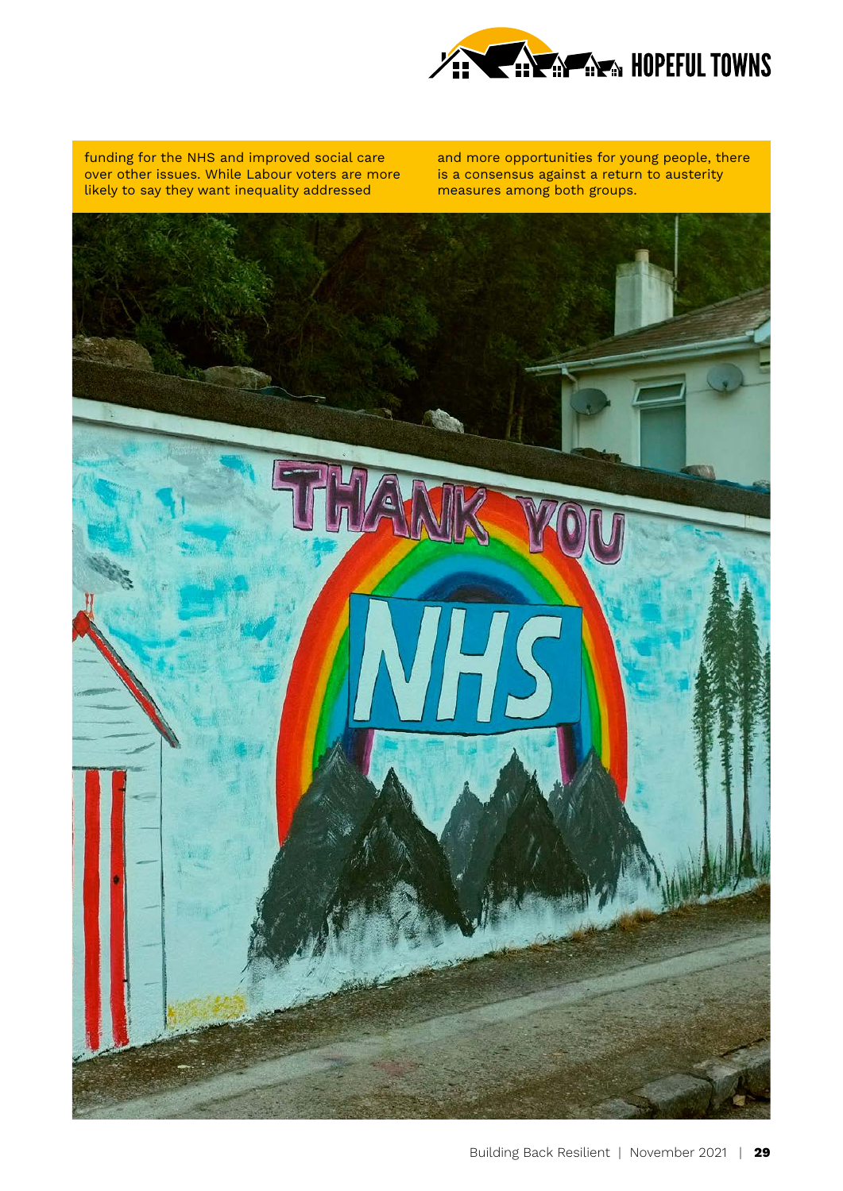funding for the NHS and improved social care over other issues. While Labour voters are more likely to say they want inequality addressed and more opportunities for young people, there is a consensus against a return to austerity measures among both groups.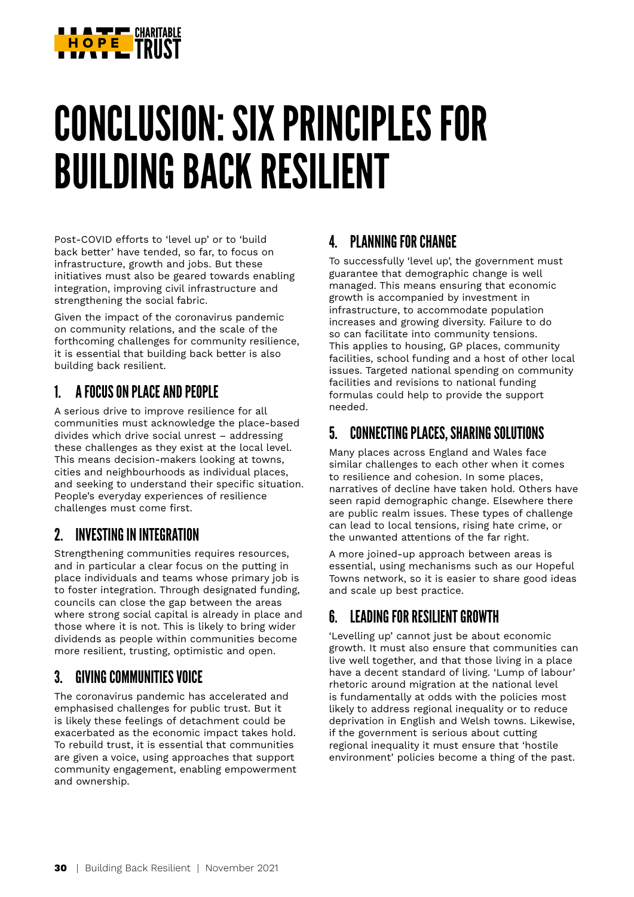# CONCLUSION: SIX PRINCIPLES FOR BUILDING BACK RESILIENT

Post-COVID efforts to 'level up' or to 'build back better' have tended, so far, to focus on infrastructure, growth and jobs. But these initiatives must also be geared towards enabling integration, improving civil infrastructure and strengthening the social fabric.

Given the impact of the coronavirus pandemic on community relations, and the scale of the forthcoming challenges for community resilience, it is essential that building back better is also building back resilient.

## 1. A FOCUS ON PLACE AND PEOPLE

A serious drive to improve resilience for all communities must acknowledge the place-based divides which drive social unrest – addressing these challenges as they exist at the local level. This means decision-makers looking at towns, cities and neighbourhoods as individual places, and seeking to understand their specific situation. People's everyday experiences of resilience challenges must come first.

## 2. INVESTING IN INTEGRATION

Strengthening communities requires resources, and in particular a clear focus on the putting in place individuals and teams whose primary job is to foster integration. Through designated funding, councils can close the gap between the areas where strong social capital is already in place and those where it is not. This is likely to bring wider dividends as people within communities become more resilient, trusting, optimistic and open.

## 3. GIVING COMMUNITIES VOICE

The coronavirus pandemic has accelerated and emphasised challenges for public trust. But it is likely these feelings of detachment could be exacerbated as the economic impact takes hold. To rebuild trust, it is essential that communities are given a voice, using approaches that support community engagement, enabling empowerment and ownership.

## 4. PLANNING FOR CHANGE

To successfully 'level up', the government must guarantee that demographic change is well managed. This means ensuring that economic growth is accompanied by investment in infrastructure, to accommodate population increases and growing diversity. Failure to do so can facilitate into community tensions. This applies to housing, GP places, community facilities, school funding and a host of other local issues. Targeted national spending on community facilities and revisions to national funding formulas could help to provide the support needed.

## 5. CONNECTING PLACES, SHARING SOLUTIONS

Many places across England and Wales face similar challenges to each other when it comes to resilience and cohesion. In some places, narratives of decline have taken hold. Others have seen rapid demographic change. Elsewhere there are public realm issues. These types of challenge can lead to local tensions, rising hate crime, or the unwanted attentions of the far right.

A more joined-up approach between areas is essential, using mechanisms such as our Hopeful Towns network, so it is easier to share good ideas and scale up best practice.

## 6. LEADING FOR RESILIENT GROWTH

'Levelling up' cannot just be about economic growth. It must also ensure that communities can live well together, and that those living in a place have a decent standard of living. 'Lump of labour' rhetoric around migration at the national level is fundamentally at odds with the policies most likely to address regional inequality or to reduce deprivation in English and Welsh towns. Likewise, if the government is serious about cutting regional inequality it must ensure that 'hostile environment' policies become a thing of the past.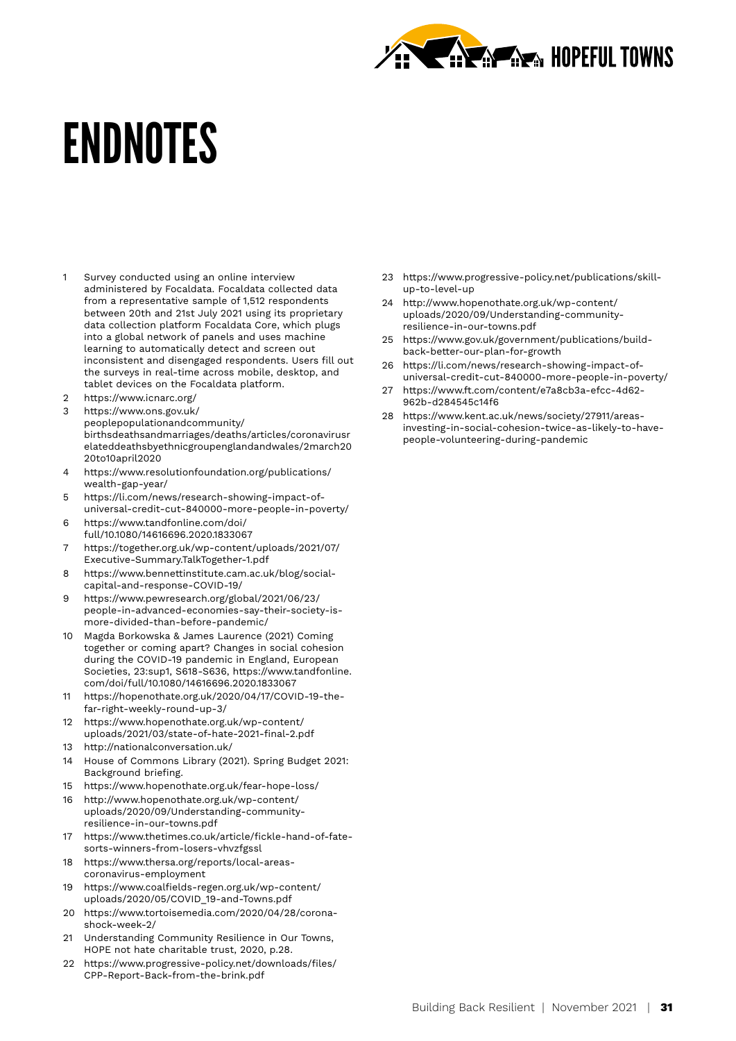# ENDNOTES

1. Survey conducted using an online interview administered by Focaldata. Focaldata collected data from a representative sample of 1,512 respondents between 20th and 21st July 2021 using its proprietary data collection platform Focaldata Core, which plugs into a global network of panels and uses machine learning to automatically detect and screen out inconsistent and disengaged respondents. Users fill out the surveys in real-time across mobile, desktop, and tablet devices on the Focaldata platform.
2. https://www.icnarc.org/
3. https://www.ons.gov.uk/peoplepopulationandcommunity/birthsdeathsandmarriages/deaths/articles/coronavirusrelateddeathsbyethnicgroupenglandandwales/2march2020to10april2020
4. https://www.resolutionfoundation.org/publications/wealth-gap-year/
5. https://li.com/news/research-showing-impact-of-universal-credit-cut-840000-more-people-in-poverty/
6. https://www.tandfonline.com/doi/full/10.1080/14616696.2020.1833067
7. https://together.org.uk/wp-content/uploads/2021/07/Executive-Summary.TalkTogether-1.pdf
8. https://www.bennettinstitute.cam.ac.uk/blog/social-capital-and-response-COVID-19/
9. https://www.pewresearch.org/global/2021/06/23/people-in-advanced-economies-say-their-society-is-more-divided-than-before-pandemic/
10. Magda Borkowska & James Laurence (2021) Coming together or coming apart? Changes in social cohesion during the COVID-19 pandemic in England, European Societies, 23:sup1, S618-S636, https://www.tandfonline.com/doi/full/10.1080/14616696.2020.1833067
11. https://hopenothate.org.uk/2020/04/17/COVID-19-the-far-right-weekly-round-up-3/
12. https://www.hopenothate.org.uk/wp-content/uploads/2021/03/state-of-hate-2021-final-2.pdf
13. http://nationalconversation.uk/
14. House of Commons Library (2021). Spring Budget 2021: Background briefing.
15. https://www.hopenothate.org.uk/fear-hope-loss/
16. http://www.hopenothate.org.uk/wp-content/uploads/2020/09/Understanding-community-resilience-in-our-towns.pdf
17. https://www.thetimes.co.uk/article/fickle-hand-of-fate-sorts-winners-from-losers-vhvzfgssl
18. https://www.thersa.org/reports/local-areas-coronavirus-employment
19. https://www.coalfields-regen.org.uk/wp-content/uploads/2020/05/COVID_19-and-Towns.pdf
20. https://www.tortoisemedia.com/2020/04/28/corona-shock-week-2/
21. Understanding Community Resilience in Our Towns, HOPE not hate charitable trust, 2020, p.28.
22. https://www.progressive-policy.net/downloads/files/CPP-Report-Back-from-the-brink.pdf
23. https://www.progressive-policy.net/publications/skill-up-to-level-up
24. http://www.hopenothate.org.uk/wp-content/uploads/2020/09/Understanding-community-resilience-in-our-towns.pdf
25. https://www.gov.uk/government/publications/build-back-better-our-plan-for-growth
26. https://li.com/news/research-showing-impact-of-universal-credit-cut-840000-more-people-in-poverty/
27. https://www.ft.com/content/e7a8cb3a-efcc-4d62-962b-d284545c14f6
28. https://www.kent.ac.uk/news/society/27911/areas-investing-in-social-cohesion-twice-as-likely-to-have-people-volunteering-during-pandemic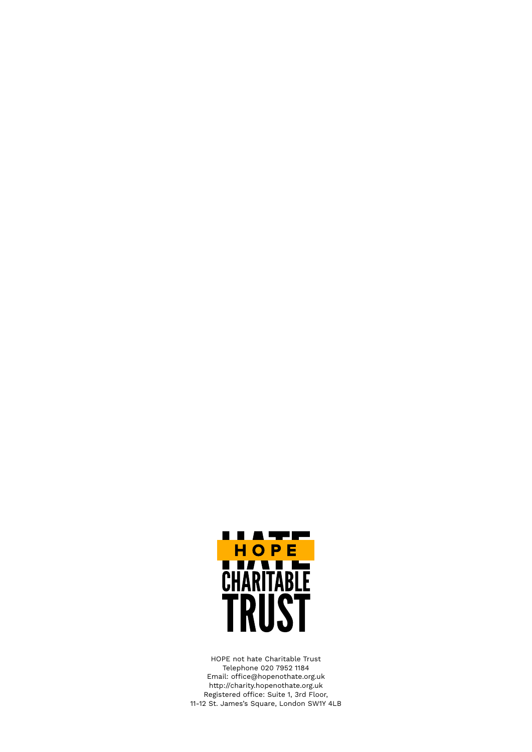HOPE not hate Charitable Trust
Telephone 020 7952 1184
Email: office@hopenothate.org.uk
http://charity.hopenothate.org.uk
Registered office: Suite 1, 3rd Floor,
11-12 St. James's Square, London SW1Y 4LB